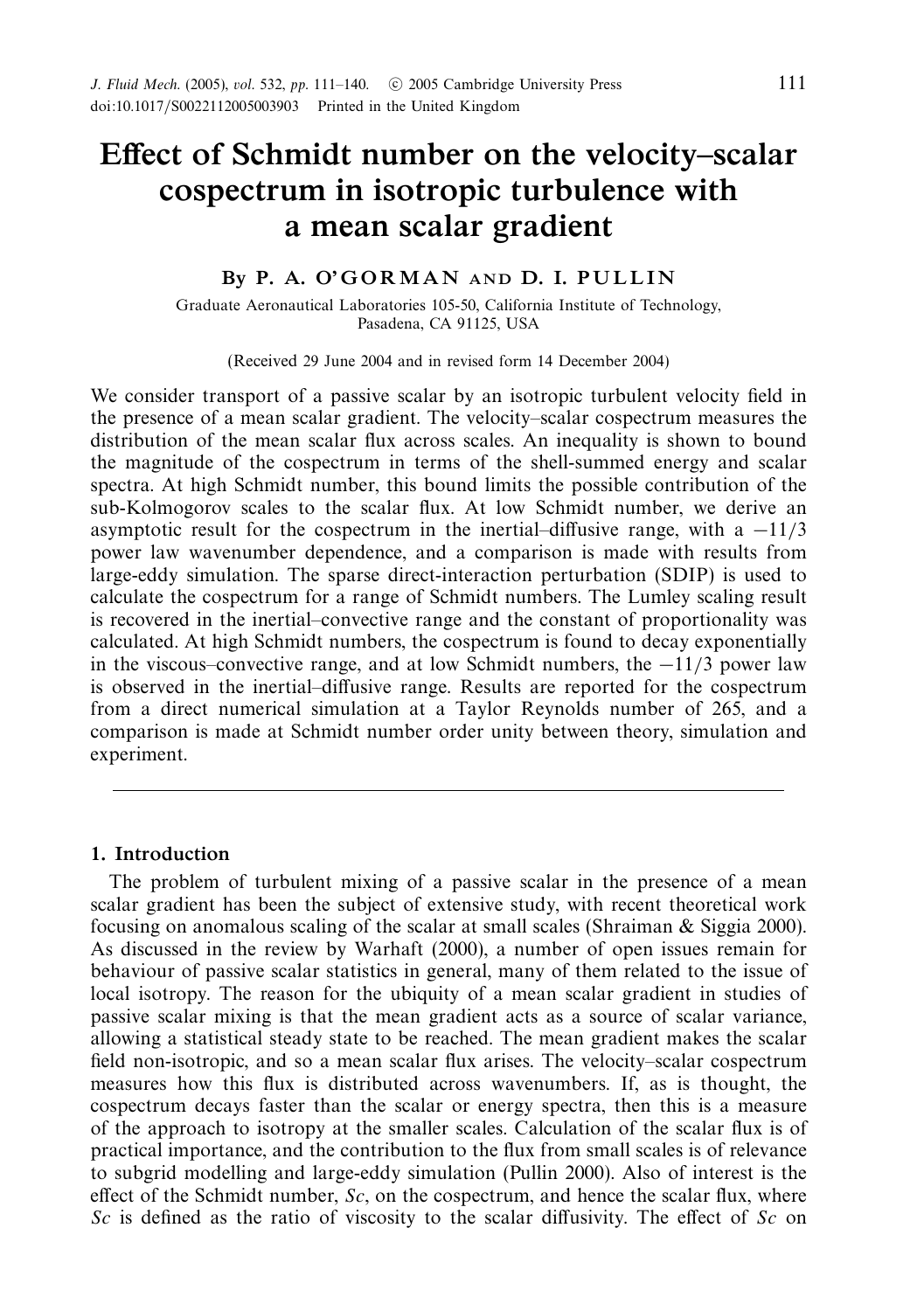# Effect of Schmidt number on the velocity–scalar cospectrum in isotropic turbulence with a mean scalar gradient

By P. A. O'GORMAN AND D. I. PULLIN

Graduate Aeronautical Laboratories 105-50, California Institute of Technology, Pasadena, CA 91125, USA

(Received 29 June 2004 and in revised form 14 December 2004)

We consider transport of a passive scalar by an isotropic turbulent velocity field in the presence of a mean scalar gradient. The velocity–scalar cospectrum measures the distribution of the mean scalar flux across scales. An inequality is shown to bound the magnitude of the cospectrum in terms of the shell-summed energy and scalar spectra. At high Schmidt number, this bound limits the possible contribution of the sub-Kolmogorov scales to the scalar flux. At low Schmidt number, we derive an asymptotic result for the cospectrum in the inertial–diffusive range, with a $-11/3$ power law wavenumber dependence, and a comparison is made with results from large-eddy simulation. The sparse direct-interaction perturbation (SDIP) is used to calculate the cospectrum for a range of Schmidt numbers. The Lumley scaling result is recovered in the inertial–convective range and the constant of proportionality was calculated. At high Schmidt numbers, the cospectrum is found to decay exponentially in the viscous–convective range, and at low Schmidt numbers, the $-11/3$ power law is observed in the inertial–diffusive range. Results are reported for the cospectrum from a direct numerical simulation at a Taylor Reynolds number of 265, and a comparison is made at Schmidt number order unity between theory, simulation and experiment.

## 1. Introduction

The problem of turbulent mixing of a passive scalar in the presence of a mean scalar gradient has been the subject of extensive study, with recent theoretical work focusing on anomalous scaling of the scalar at small scales (Shraiman & Siggia 2000). As discussed in the review by Warhaft (2000), a number of open issues remain for behaviour of passive scalar statistics in general, many of them related to the issue of local isotropy. The reason for the ubiquity of a mean scalar gradient in studies of passive scalar mixing is that the mean gradient acts as a source of scalar variance, allowing a statistical steady state to be reached. The mean gradient makes the scalar field non-isotropic, and so a mean scalar flux arises. The velocity–scalar cospectrum measures how this flux is distributed across wavenumbers. If, as is thought, the cospectrum decays faster than the scalar or energy spectra, then this is a measure of the approach to isotropy at the smaller scales. Calculation of the scalar flux is of practical importance, and the contribution to the flux from small scales is of relevance to subgrid modelling and large-eddy simulation (Pullin 2000). Also of interest is the effect of the Schmidt number, $Sc$, on the cospectrum, and hence the scalar flux, where $Sc$ is defined as the ratio of viscosity to the scalar diffusivity. The effect of $Sc$ on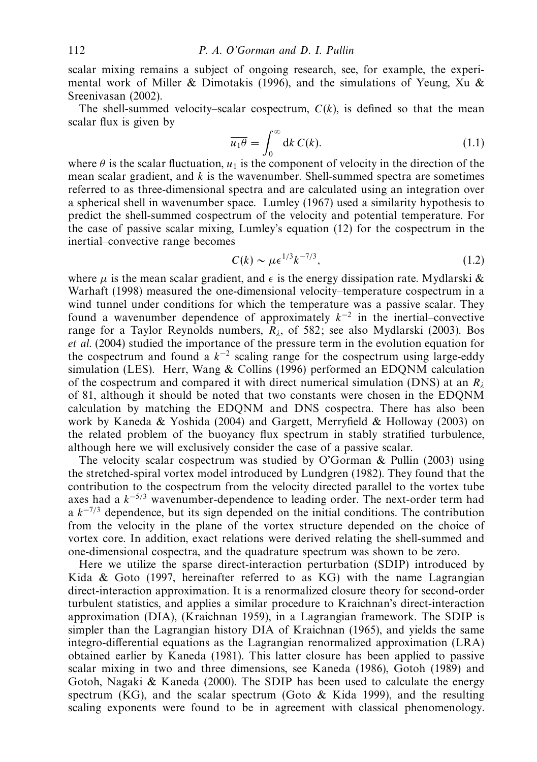scalar mixing remains a subject of ongoing research, see, for example, the experimental work of Miller & Dimotakis (1996), and the simulations of Yeung, Xu & Sreenivasan (2002).

The shell-summed velocity–scalar cospectrum, $C(k)$, is defined so that the mean scalar flux is given by

$$\overline{u_1\theta} = \int_0^\infty \mathrm{d}k\, C(k). \tag{1.1}$$

where $\theta$ is the scalar fluctuation, $u_1$ is the component of velocity in the direction of the mean scalar gradient, and $k$ is the wavenumber. Shell-summed spectra are sometimes referred to as three-dimensional spectra and are calculated using an integration over a spherical shell in wavenumber space. Lumley (1967) used a similarity hypothesis to predict the shell-summed cospectrum of the velocity and potential temperature. For the case of passive scalar mixing, Lumley's equation (12) for the cospectrum in the inertial–convective range becomes

$$C(k) \sim \mu \epsilon^{1/3} k^{-7/3}, \tag{1.2}$$

where $\mu$ is the mean scalar gradient, and $\epsilon$ is the energy dissipation rate. Mydlarski & Warhaft (1998) measured the one-dimensional velocity–temperature cospectrum in a wind tunnel under conditions for which the temperature was a passive scalar. They found a wavenumber dependence of approximately $k^{-2}$ in the inertial–convective range for a Taylor Reynolds numbers, $R_\lambda$, of 582; see also Mydlarski (2003). Bos *et al.* (2004) studied the importance of the pressure term in the evolution equation for the cospectrum and found a $k^{-2}$ scaling range for the cospectrum using large-eddy simulation (LES). Herr, Wang & Collins (1996) performed an EDQNM calculation of the cospectrum and compared it with direct numerical simulation (DNS) at an $R_\lambda$ of 81, although it should be noted that two constants were chosen in the EDQNM calculation by matching the EDQNM and DNS cospectra. There has also been work by Kaneda & Yoshida (2004) and Gargett, Merryfield & Holloway (2003) on the related problem of the buoyancy flux spectrum in stably stratified turbulence, although here we will exclusively consider the case of a passive scalar.

The velocity–scalar cospectrum was studied by O'Gorman & Pullin (2003) using the stretched-spiral vortex model introduced by Lundgren (1982). They found that the contribution to the cospectrum from the velocity directed parallel to the vortex tube axes had a $k^{-5/3}$ wavenumber-dependence to leading order. The next-order term had a $k^{-7/3}$ dependence, but its sign depended on the initial conditions. The contribution from the velocity in the plane of the vortex structure depended on the choice of vortex core. In addition, exact relations were derived relating the shell-summed and one-dimensional cospectra, and the quadrature spectrum was shown to be zero.

Here we utilize the sparse direct-interaction perturbation (SDIP) introduced by Kida & Goto (1997, hereinafter referred to as KG) with the name Lagrangian direct-interaction approximation. It is a renormalized closure theory for second-order turbulent statistics, and applies a similar procedure to Kraichnan's direct-interaction approximation (DIA), (Kraichnan 1959), in a Lagrangian framework. The SDIP is simpler than the Lagrangian history DIA of Kraichnan (1965), and yields the same integro-differential equations as the Lagrangian renormalized approximation (LRA) obtained earlier by Kaneda (1981). This latter closure has been applied to passive scalar mixing in two and three dimensions, see Kaneda (1986), Gotoh (1989) and Gotoh, Nagaki & Kaneda (2000). The SDIP has been used to calculate the energy spectrum (KG), and the scalar spectrum (Goto & Kida 1999), and the resulting scaling exponents were found to be in agreement with classical phenomenology.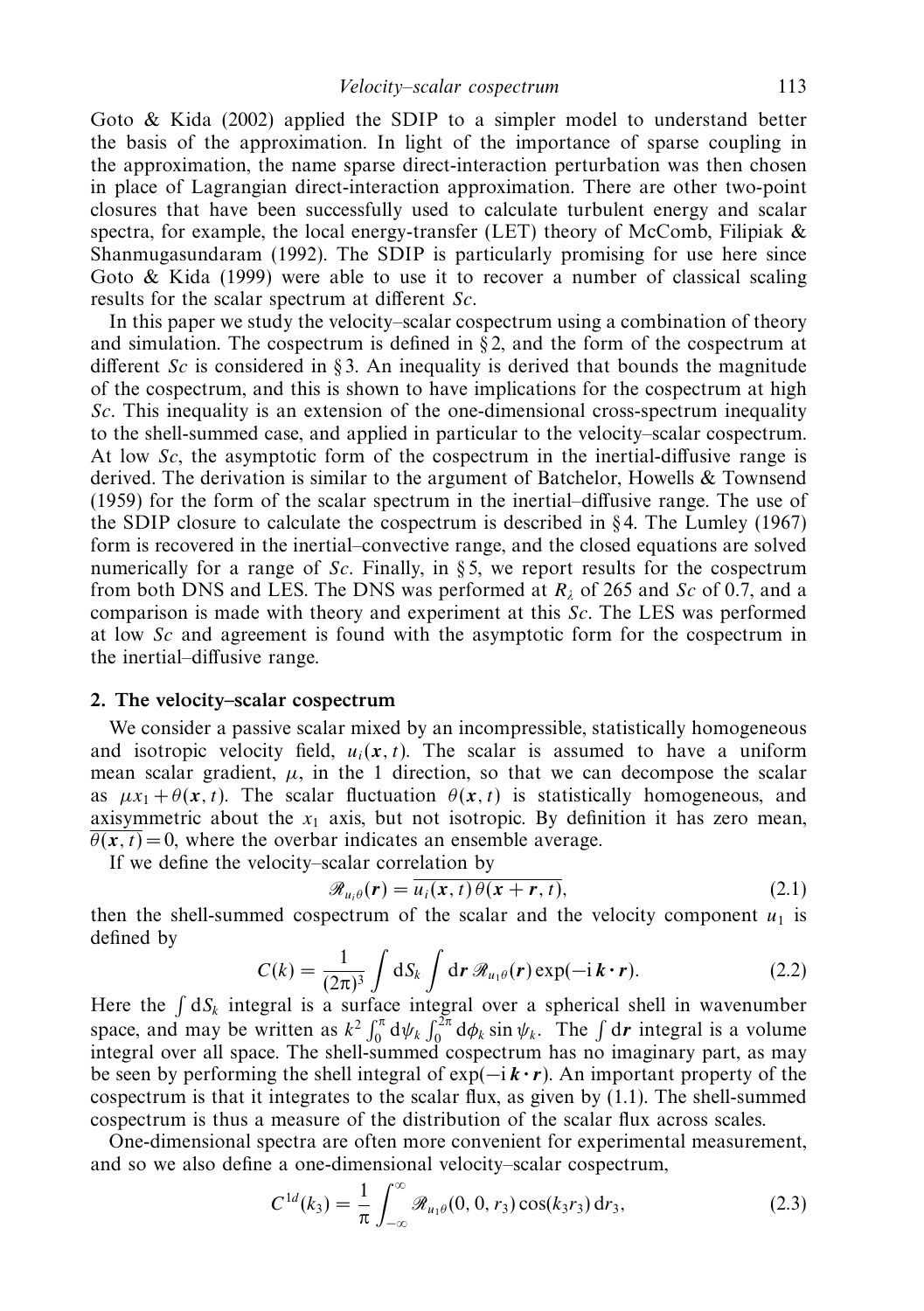Goto & Kida (2002) applied the SDIP to a simpler model to understand better the basis of the approximation. In light of the importance of sparse coupling in the approximation, the name sparse direct-interaction perturbation was then chosen in place of Lagrangian direct-interaction approximation. There are other two-point closures that have been successfully used to calculate turbulent energy and scalar spectra, for example, the local energy-transfer (LET) theory of McComb, Filipiak & Shanmugasundaram (1992). The SDIP is particularly promising for use here since Goto & Kida (1999) were able to use it to recover a number of classical scaling results for the scalar spectrum at different $Sc$.

In this paper we study the velocity–scalar cospectrum using a combination of theory and simulation. The cospectrum is defined in § 2, and the form of the cospectrum at different $Sc$ is considered in § 3. An inequality is derived that bounds the magnitude of the cospectrum, and this is shown to have implications for the cospectrum at high $Sc$. This inequality is an extension of the one-dimensional cross-spectrum inequality to the shell-summed case, and applied in particular to the velocity–scalar cospectrum. At low $Sc$, the asymptotic form of the cospectrum in the inertial-diffusive range is derived. The derivation is similar to the argument of Batchelor, Howells & Townsend (1959) for the form of the scalar spectrum in the inertial–diffusive range. The use of the SDIP closure to calculate the cospectrum is described in § 4. The Lumley (1967) form is recovered in the inertial–convective range, and the closed equations are solved numerically for a range of $Sc$. Finally, in § 5, we report results for the cospectrum from both DNS and LES. The DNS was performed at $R_\lambda$ of 265 and $Sc$ of 0.7, and a comparison is made with theory and experiment at this $Sc$. The LES was performed at low $Sc$ and agreement is found with the asymptotic form for the cospectrum in the inertial–diffusive range.

## 2. The velocity–scalar cospectrum

We consider a passive scalar mixed by an incompressible, statistically homogeneous and isotropic velocity field, $u_i(\boldsymbol{x}, t)$. The scalar is assumed to have a uniform mean scalar gradient, $\mu$, in the 1 direction, so that we can decompose the scalar as $\mu x_1 + \theta(\boldsymbol{x}, t)$. The scalar fluctuation $\theta(\boldsymbol{x}, t)$ is statistically homogeneous, and axisymmetric about the $x_1$ axis, but not isotropic. By definition it has zero mean, $\overline{\theta(\boldsymbol{x}, t)} = 0$, where the overbar indicates an ensemble average.

If we define the velocity–scalar correlation by

$$\mathscr{R}_{u_i\theta}(\boldsymbol{r}) = \overline{u_i(\boldsymbol{x}, t)\,\theta(\boldsymbol{x}+\boldsymbol{r}, t)}, \tag{2.1}$$

then the shell-summed cospectrum of the scalar and the velocity component $u_1$ is defined by

$$C(k) = \frac{1}{(2\pi)^3}\int \mathrm{d}S_k \int \mathrm{d}\boldsymbol{r}\,\mathscr{R}_{u_1\theta}(\boldsymbol{r})\exp(-\mathrm{i}\,\boldsymbol{k}\cdot\boldsymbol{r}). \tag{2.2}$$

Here the $\int \mathrm{d}S_k$ integral is a surface integral over a spherical shell in wavenumber space, and may be written as $k^2\int_0^\pi \mathrm{d}\psi_k \int_0^{2\pi} \mathrm{d}\phi_k \sin\psi_k$. The $\int \mathrm{d}\boldsymbol{r}$ integral is a volume integral over all space. The shell-summed cospectrum has no imaginary part, as may be seen by performing the shell integral of $\exp(-\mathrm{i}\,\boldsymbol{k}\cdot\boldsymbol{r})$. An important property of the cospectrum is that it integrates to the scalar flux, as given by (1.1). The shell-summed cospectrum is thus a measure of the distribution of the scalar flux across scales.

One-dimensional spectra are often more convenient for experimental measurement, and so we also define a one-dimensional velocity–scalar cospectrum,

$$C^{1d}(k_3) = \frac{1}{\pi}\int_{-\infty}^{\infty} \mathscr{R}_{u_1\theta}(0, 0, r_3)\cos(k_3 r_3)\,\mathrm{d}r_3, \tag{2.3}$$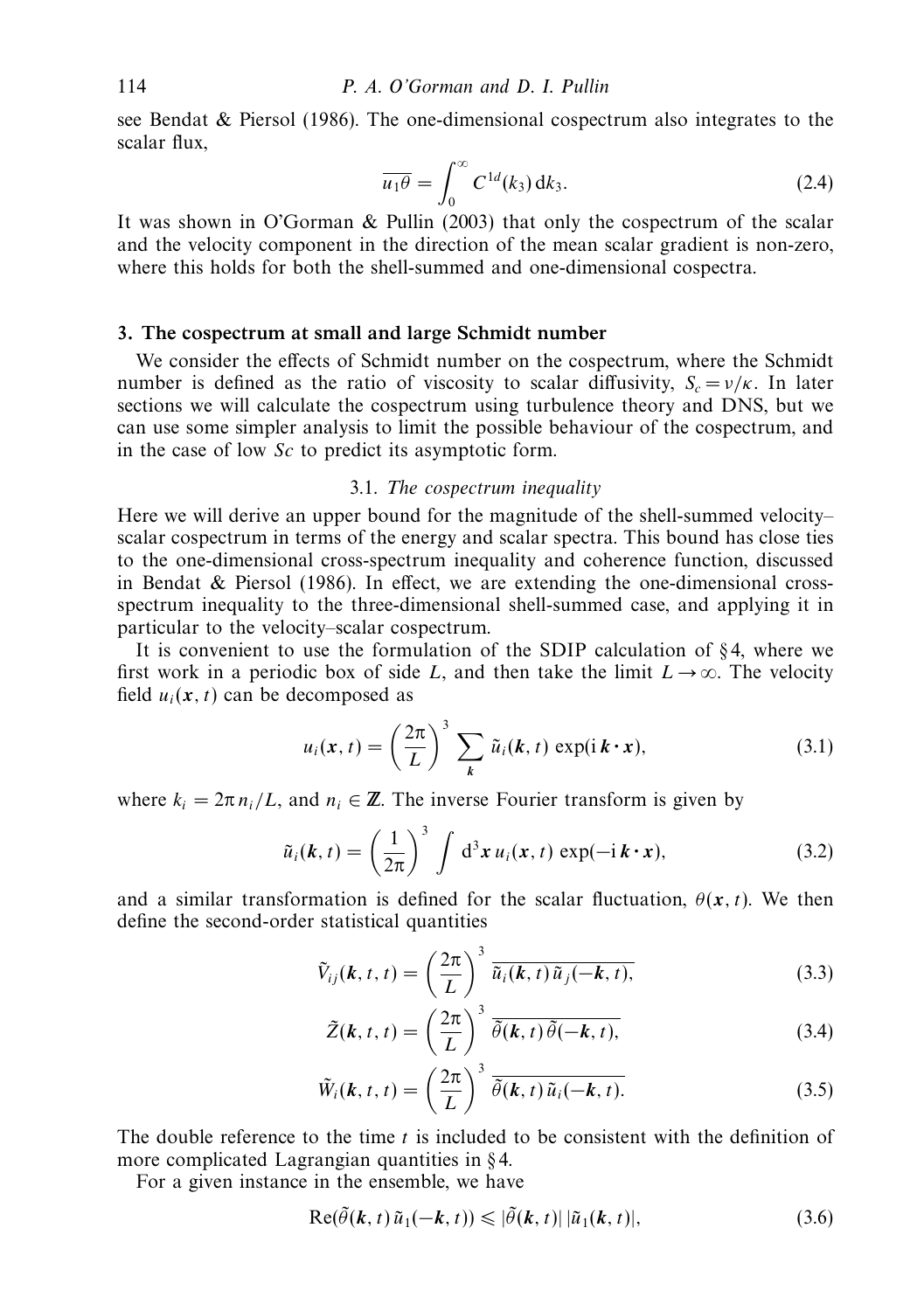see Bendat & Piersol (1986). The one-dimensional cospectrum also integrates to the scalar flux,

$$\overline{u_1\theta} = \int_0^\infty C^{1d}(k_3)\,\mathrm{d}k_3. \tag{2.4}$$

It was shown in O'Gorman & Pullin (2003) that only the cospectrum of the scalar and the velocity component in the direction of the mean scalar gradient is non-zero, where this holds for both the shell-summed and one-dimensional cospectra.

## 3. The cospectrum at small and large Schmidt number

We consider the effects of Schmidt number on the cospectrum, where the Schmidt number is defined as the ratio of viscosity to scalar diffusivity, $S_c = \nu/\kappa$. In later sections we will calculate the cospectrum using turbulence theory and DNS, but we can use some simpler analysis to limit the possible behaviour of the cospectrum, and in the case of low $Sc$ to predict its asymptotic form.

### 3.1. *The cospectrum inequality*

Here we will derive an upper bound for the magnitude of the shell-summed velocity–scalar cospectrum in terms of the energy and scalar spectra. This bound has close ties to the one-dimensional cross-spectrum inequality and coherence function, discussed in Bendat & Piersol (1986). In effect, we are extending the one-dimensional cross-spectrum inequality to the three-dimensional shell-summed case, and applying it in particular to the velocity–scalar cospectrum.

It is convenient to use the formulation of the SDIP calculation of §4, where we first work in a periodic box of side $L$, and then take the limit $L \to \infty$. The velocity field $u_i(\boldsymbol{x}, t)$ can be decomposed as

$$u_i(\boldsymbol{x}, t) = \left(\frac{2\pi}{L}\right)^3 \sum_{\boldsymbol{k}} \tilde{u}_i(\boldsymbol{k}, t) \exp(\mathrm{i}\,\boldsymbol{k}\cdot\boldsymbol{x}), \tag{3.1}$$

where $k_i = 2\pi n_i/L$, and $n_i \in \mathbb{Z}$. The inverse Fourier transform is given by

$$\tilde{u}_i(\boldsymbol{k}, t) = \left(\frac{1}{2\pi}\right)^3 \int \mathrm{d}^3\boldsymbol{x}\, u_i(\boldsymbol{x}, t) \exp(-\mathrm{i}\,\boldsymbol{k}\cdot\boldsymbol{x}), \tag{3.2}$$

and a similar transformation is defined for the scalar fluctuation, $\theta(\boldsymbol{x}, t)$. We then define the second-order statistical quantities

$$\tilde{V}_{ij}(\boldsymbol{k}, t, t) = \left(\frac{2\pi}{L}\right)^3 \overline{\tilde{u}_i(\boldsymbol{k}, t)\,\tilde{u}_j(-\boldsymbol{k}, t)}, \tag{3.3}$$

$$\tilde{Z}(\boldsymbol{k}, t, t) = \left(\frac{2\pi}{L}\right)^3 \overline{\tilde{\theta}(\boldsymbol{k}, t)\,\tilde{\theta}(-\boldsymbol{k}, t)}, \tag{3.4}$$

$$\tilde{W}_i(\boldsymbol{k}, t, t) = \left(\frac{2\pi}{L}\right)^3 \overline{\tilde{\theta}(\boldsymbol{k}, t)\,\tilde{u}_i(-\boldsymbol{k}, t)}. \tag{3.5}$$

The double reference to the time $t$ is included to be consistent with the definition of more complicated Lagrangian quantities in §4.

For a given instance in the ensemble, we have

$$\mathrm{Re}(\tilde{\theta}(\boldsymbol{k}, t)\,\tilde{u}_1(-\boldsymbol{k}, t)) \leqslant |\tilde{\theta}(\boldsymbol{k}, t)|\,|\tilde{u}_1(\boldsymbol{k}, t)|, \tag{3.6}$$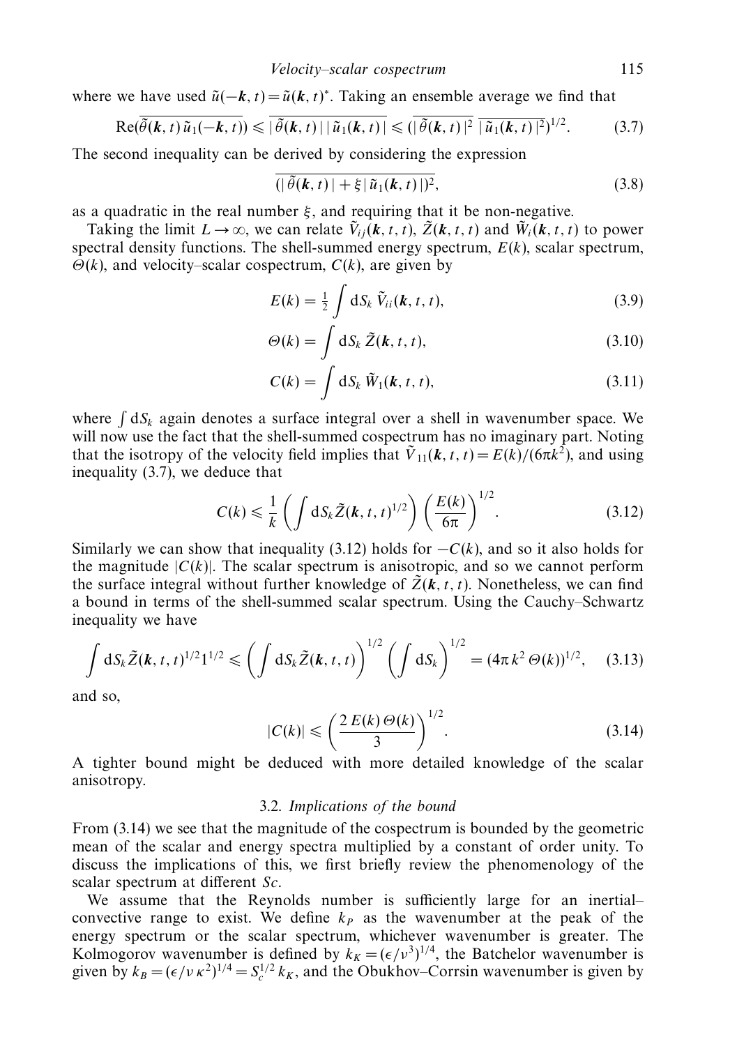where we have used $\tilde{u}(-\boldsymbol{k}, t) = \tilde{u}(\boldsymbol{k}, t)^*$. Taking an ensemble average we find that

$$\mathrm{Re}(\overline{\tilde{\theta}(\boldsymbol{k}, t)\, \tilde{u}_1(-\boldsymbol{k}, t)}) \leqslant \overline{|\, \tilde{\theta}(\boldsymbol{k}, t)\, |\, |\, \tilde{u}_1(\boldsymbol{k}, t)\, |} \leqslant (\overline{|\, \tilde{\theta}(\boldsymbol{k}, t)\, |^2}\ \overline{|\, \tilde{u}_1(\boldsymbol{k}, t)\, |^2})^{1/2}. \tag{3.7}$$

The second inequality can be derived by considering the expression

$$\overline{(|\, \tilde{\theta}(\boldsymbol{k}, t)\, | + \xi\, |\, \tilde{u}_1(\boldsymbol{k}, t)\, |)^2}, \tag{3.8}$$

as a quadratic in the real number $\xi$, and requiring that it be non-negative.

Taking the limit $L \to \infty$, we can relate $\tilde{V}_{ij}(\boldsymbol{k}, t, t)$, $\tilde{Z}(\boldsymbol{k}, t, t)$ and $\tilde{W}_i(\boldsymbol{k}, t, t)$ to power spectral density functions. The shell-summed energy spectrum, $E(k)$, scalar spectrum, $\Theta(k)$, and velocity–scalar cospectrum, $C(k)$, are given by

$$E(k) = \tfrac{1}{2} \int \mathrm{d}S_k\, \tilde{V}_{ii}(\boldsymbol{k}, t, t), \tag{3.9}$$

$$\Theta(k) = \int \mathrm{d}S_k\, \tilde{Z}(\boldsymbol{k}, t, t), \tag{3.10}$$

$$C(k) = \int \mathrm{d}S_k\, \tilde{W}_1(\boldsymbol{k}, t, t), \tag{3.11}$$

where $\int \mathrm{d}S_k$ again denotes a surface integral over a shell in wavenumber space. We will now use the fact that the shell-summed cospectrum has no imaginary part. Noting that the isotropy of the velocity field implies that $\tilde{V}_{11}(\boldsymbol{k}, t, t) = E(k)/(6\pi k^2)$, and using inequality (3.7), we deduce that

$$C(k) \leqslant \frac{1}{k} \left( \int \mathrm{d}S_k \tilde{Z}(\boldsymbol{k}, t, t)^{1/2} \right) \left( \frac{E(k)}{6\pi} \right)^{1/2}. \tag{3.12}$$

Similarly we can show that inequality (3.12) holds for $-C(k)$, and so it also holds for the magnitude $|C(k)|$. The scalar spectrum is anisotropic, and so we cannot perform the surface integral without further knowledge of $\tilde{Z}(\boldsymbol{k}, t, t)$. Nonetheless, we can find a bound in terms of the shell-summed scalar spectrum. Using the Cauchy–Schwartz inequality we have

$$\int \mathrm{d}S_k \tilde{Z}(\boldsymbol{k}, t, t)^{1/2} 1^{1/2} \leqslant \left( \int \mathrm{d}S_k \tilde{Z}(\boldsymbol{k}, t, t) \right)^{1/2} \left( \int \mathrm{d}S_k \right)^{1/2} = (4\pi\, k^2\, \Theta(k))^{1/2}, \tag{3.13}$$

and so,

$$|C(k)| \leqslant \left( \frac{2\, E(k)\, \Theta(k)}{3} \right)^{1/2}. \tag{3.14}$$

A tighter bound might be deduced with more detailed knowledge of the scalar anisotropy.

### 3.2. *Implications of the bound*

From (3.14) we see that the magnitude of the cospectrum is bounded by the geometric mean of the scalar and energy spectra multiplied by a constant of order unity. To discuss the implications of this, we first briefly review the phenomenology of the scalar spectrum at different $Sc$.

We assume that the Reynolds number is sufficiently large for an inertial–convective range to exist. We define $k_P$ as the wavenumber at the peak of the energy spectrum or the scalar spectrum, whichever wavenumber is greater. The Kolmogorov wavenumber is defined by $k_K = (\epsilon/\nu^3)^{1/4}$, the Batchelor wavenumber is given by $k_B = (\epsilon/\nu\,\kappa^2)^{1/4} = S_c^{1/2}\, k_K$, and the Obukhov–Corrsin wavenumber is given by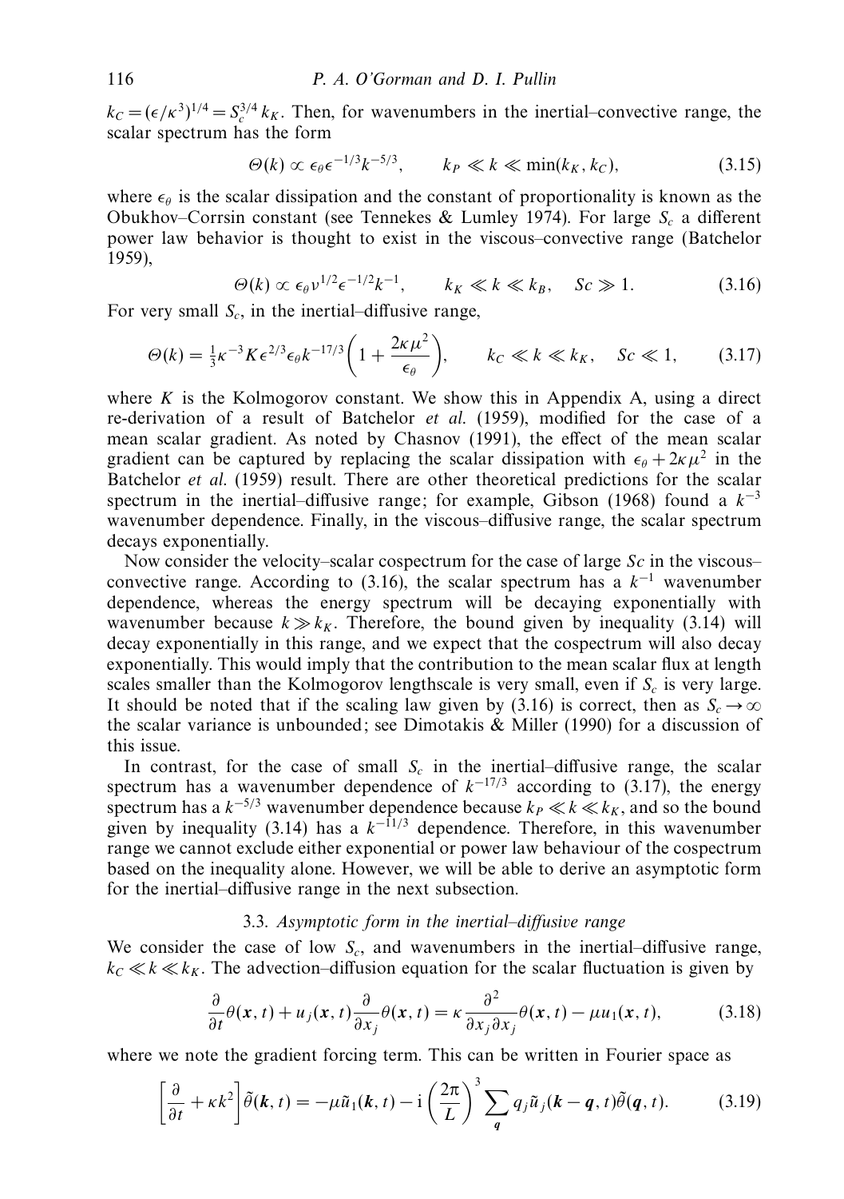$k_C = (\epsilon/\kappa^3)^{1/4} = S_c^{3/4} k_K$. Then, for wavenumbers in the inertial–convective range, the scalar spectrum has the form

$$\Theta(k) \propto \epsilon_\theta \epsilon^{-1/3} k^{-5/3}, \qquad k_P \ll k \ll \min(k_K, k_C), \tag{3.15}$$

where $\epsilon_\theta$ is the scalar dissipation and the constant of proportionality is known as the Obukhov–Corrsin constant (see Tennekes & Lumley 1974). For large $S_c$ a different power law behavior is thought to exist in the viscous–convective range (Batchelor 1959),

$$\Theta(k) \propto \epsilon_\theta \nu^{1/2} \epsilon^{-1/2} k^{-1}, \qquad k_K \ll k \ll k_B, \quad Sc \gg 1. \tag{3.16}$$

For very small $S_c$, in the inertial–diffusive range,

$$\Theta(k) = \tfrac{1}{3}\kappa^{-3} K \epsilon^{2/3} \epsilon_\theta k^{-17/3} \left(1 + \frac{2\kappa\mu^2}{\epsilon_\theta}\right), \qquad k_C \ll k \ll k_K, \quad Sc \ll 1, \tag{3.17}$$

where $K$ is the Kolmogorov constant. We show this in Appendix A, using a direct re-derivation of a result of Batchelor *et al.* (1959), modified for the case of a mean scalar gradient. As noted by Chasnov (1991), the effect of the mean scalar gradient can be captured by replacing the scalar dissipation with $\epsilon_\theta + 2\kappa\mu^2$ in the Batchelor *et al.* (1959) result. There are other theoretical predictions for the scalar spectrum in the inertial–diffusive range; for example, Gibson (1968) found a $k^{-3}$ wavenumber dependence. Finally, in the viscous–diffusive range, the scalar spectrum decays exponentially.

Now consider the velocity–scalar cospectrum for the case of large $Sc$ in the viscous–convective range. According to (3.16), the scalar spectrum has a $k^{-1}$ wavenumber dependence, whereas the energy spectrum will be decaying exponentially with wavenumber because $k \gg k_K$. Therefore, the bound given by inequality (3.14) will decay exponentially in this range, and we expect that the cospectrum will also decay exponentially. This would imply that the contribution to the mean scalar flux at length scales smaller than the Kolmogorov lengthscale is very small, even if $S_c$ is very large. It should be noted that if the scaling law given by (3.16) is correct, then as $S_c \to \infty$ the scalar variance is unbounded; see Dimotakis & Miller (1990) for a discussion of this issue.

In contrast, for the case of small $S_c$ in the inertial–diffusive range, the scalar spectrum has a wavenumber dependence of $k^{-17/3}$ according to (3.17), the energy spectrum has a $k^{-5/3}$ wavenumber dependence because $k_P \ll k \ll k_K$, and so the bound given by inequality (3.14) has a $k^{-11/3}$ dependence. Therefore, in this wavenumber range we cannot exclude either exponential or power law behaviour of the cospectrum based on the inequality alone. However, we will be able to derive an asymptotic form for the inertial–diffusive range in the next subsection.

### 3.3. *Asymptotic form in the inertial–diffusive range*

We consider the case of low $S_c$, and wavenumbers in the inertial–diffusive range, $k_C \ll k \ll k_K$. The advection–diffusion equation for the scalar fluctuation is given by

$$\frac{\partial}{\partial t}\theta(\boldsymbol{x}, t) + u_j(\boldsymbol{x}, t)\frac{\partial}{\partial x_j}\theta(\boldsymbol{x}, t) = \kappa \frac{\partial^2}{\partial x_j \partial x_j}\theta(\boldsymbol{x}, t) - \mu u_1(\boldsymbol{x}, t), \tag{3.18}$$

where we note the gradient forcing term. This can be written in Fourier space as

$$\left[\frac{\partial}{\partial t} + \kappa k^2\right]\tilde{\theta}(\boldsymbol{k}, t) = -\mu \tilde{u}_1(\boldsymbol{k}, t) - \mathrm{i}\left(\frac{2\pi}{L}\right)^3 \sum_{\boldsymbol{q}} q_j \tilde{u}_j(\boldsymbol{k} - \boldsymbol{q}, t)\tilde{\theta}(\boldsymbol{q}, t). \tag{3.19}$$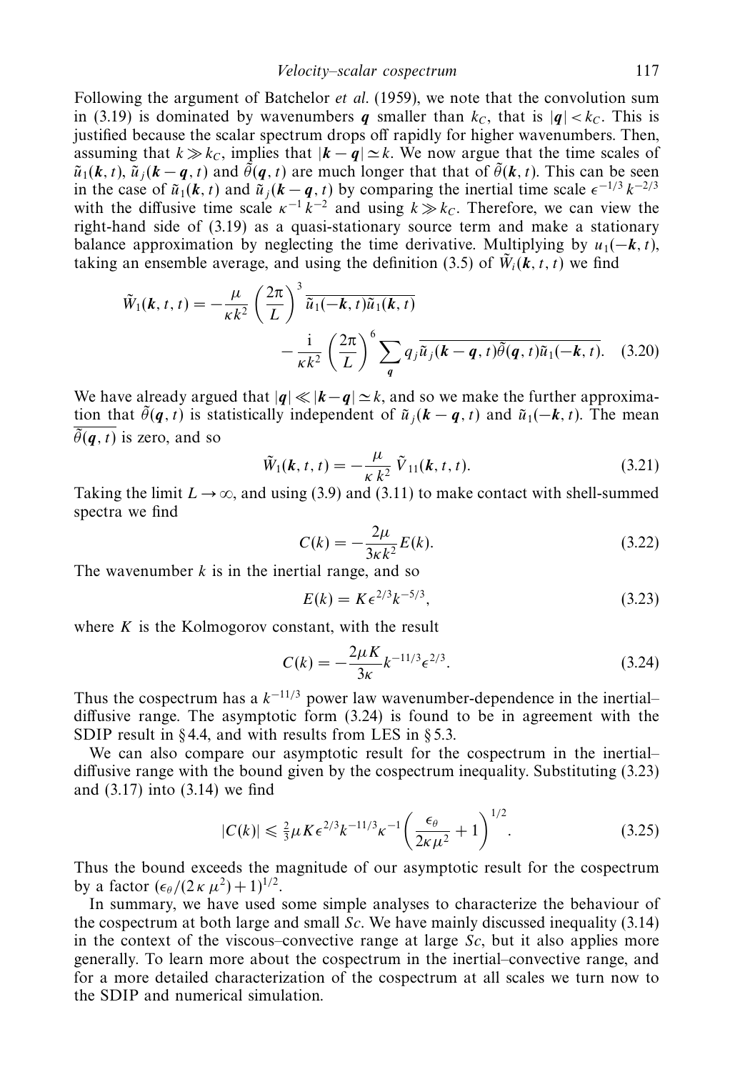Following the argument of Batchelor *et al.* (1959), we note that the convolution sum in (3.19) is dominated by wavenumbers $\boldsymbol{q}$ smaller than $k_C$, that is $|\boldsymbol{q}| < k_C$. This is justified because the scalar spectrum drops off rapidly for higher wavenumbers. Then, assuming that $k \gg k_C$, implies that $|\boldsymbol{k}-\boldsymbol{q}| \simeq k$. We now argue that the time scales of $\tilde{u}_1(\boldsymbol{k}, t)$, $\tilde{u}_j(\boldsymbol{k}-\boldsymbol{q}, t)$ and $\tilde{\theta}(\boldsymbol{q}, t)$ are much longer that that of $\tilde{\theta}(\boldsymbol{k}, t)$. This can be seen in the case of $\tilde{u}_1(\boldsymbol{k}, t)$ and $\tilde{u}_j(\boldsymbol{k}-\boldsymbol{q}, t)$ by comparing the inertial time scale $\epsilon^{-1/3} k^{-2/3}$ with the diffusive time scale $\kappa^{-1} k^{-2}$ and using $k \gg k_C$. Therefore, we can view the right-hand side of (3.19) as a quasi-stationary source term and make a stationary balance approximation by neglecting the time derivative. Multiplying by $u_1(-\boldsymbol{k}, t)$, taking an ensemble average, and using the definition (3.5) of $\tilde{W}_i(\boldsymbol{k}, t, t)$ we find

$$\tilde{W}_1(\boldsymbol{k}, t, t) = -\frac{\mu}{\kappa k^2}\left(\frac{2\pi}{L}\right)^3 \overline{\tilde{u}_1(-\boldsymbol{k}, t)\tilde{u}_1(\boldsymbol{k}, t)} - \frac{\mathrm{i}}{\kappa k^2}\left(\frac{2\pi}{L}\right)^6 \sum_{\boldsymbol{q}} q_j \overline{\tilde{u}_j(\boldsymbol{k}-\boldsymbol{q}, t)\tilde{\theta}(\boldsymbol{q}, t)\tilde{u}_1(-\boldsymbol{k}, t)}. \quad (3.20)$$

We have already argued that $|\boldsymbol{q}| \ll |\boldsymbol{k}-\boldsymbol{q}| \simeq k$, and so we make the further approximation that $\tilde{\theta}(\boldsymbol{q}, t)$ is statistically independent of $\tilde{u}_j(\boldsymbol{k}-\boldsymbol{q}, t)$ and $\tilde{u}_1(-\boldsymbol{k}, t)$. The mean $\overline{\tilde{\theta}(\boldsymbol{q}, t)}$ is zero, and so

$$\tilde{W}_1(\boldsymbol{k}, t, t) = -\frac{\mu}{\kappa\, k^2}\, \tilde{V}_{11}(\boldsymbol{k}, t, t). \quad (3.21)$$

Taking the limit $L \to \infty$, and using (3.9) and (3.11) to make contact with shell-summed spectra we find

$$C(k) = -\frac{2\mu}{3\kappa k^2} E(k). \quad (3.22)$$

The wavenumber $k$ is in the inertial range, and so

$$E(k) = K\epsilon^{2/3} k^{-5/3}, \quad (3.23)$$

where $K$ is the Kolmogorov constant, with the result

$$C(k) = -\frac{2\mu K}{3\kappa} k^{-11/3} \epsilon^{2/3}. \quad (3.24)$$

Thus the cospectrum has a $k^{-11/3}$ power law wavenumber-dependence in the inertial–diffusive range. The asymptotic form (3.24) is found to be in agreement with the SDIP result in § 4.4, and with results from LES in § 5.3.

We can also compare our asymptotic result for the cospectrum in the inertial–diffusive range with the bound given by the cospectrum inequality. Substituting (3.23) and (3.17) into (3.14) we find

$$|C(k)| \leqslant \tfrac{2}{3}\mu K \epsilon^{2/3} k^{-11/3} \kappa^{-1}\left(\frac{\epsilon_\theta}{2\kappa\mu^2} + 1\right)^{1/2}. \quad (3.25)$$

Thus the bound exceeds the magnitude of our asymptotic result for the cospectrum by a factor $(\epsilon_\theta/(2\,\kappa\,\mu^2)+1)^{1/2}$.

In summary, we have used some simple analyses to characterize the behaviour of the cospectrum at both large and small $Sc$. We have mainly discussed inequality (3.14) in the context of the viscous–convective range at large $Sc$, but it also applies more generally. To learn more about the cospectrum in the inertial–convective range, and for a more detailed characterization of the cospectrum at all scales we turn now to the SDIP and numerical simulation.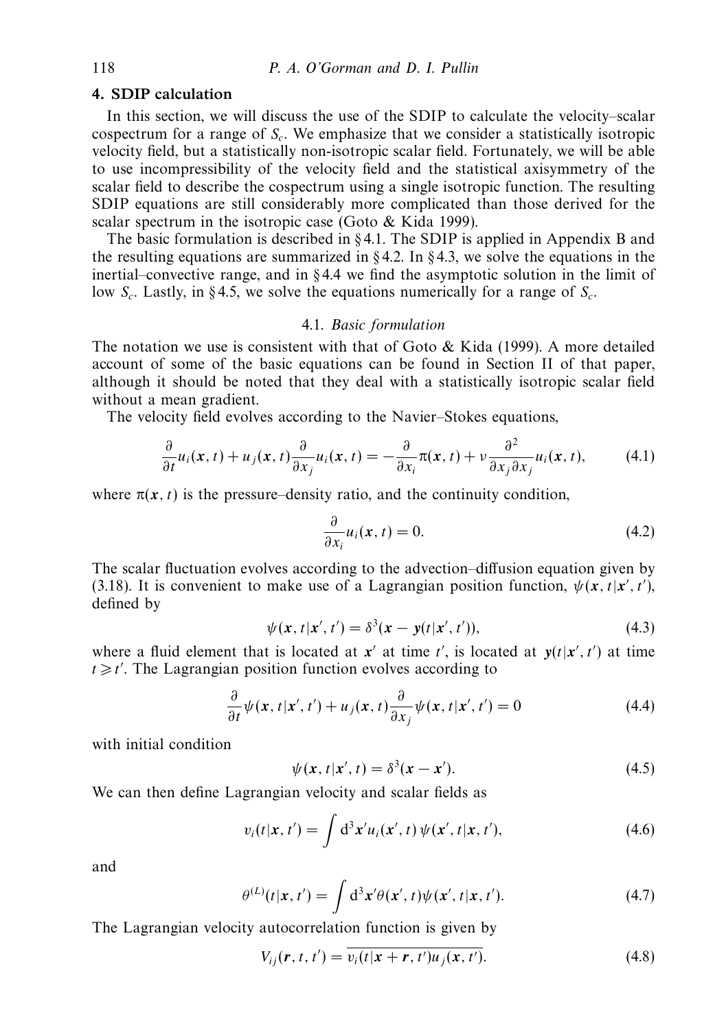## 4. SDIP calculation

In this section, we will discuss the use of the SDIP to calculate the velocity–scalar cospectrum for a range of $S_c$. We emphasize that we consider a statistically isotropic velocity field, but a statistically non-isotropic scalar field. Fortunately, we will be able to use incompressibility of the velocity field and the statistical axisymmetry of the scalar field to describe the cospectrum using a single isotropic function. The resulting SDIP equations are still considerably more complicated than those derived for the scalar spectrum in the isotropic case (Goto & Kida 1999).

The basic formulation is described in § 4.1. The SDIP is applied in Appendix B and the resulting equations are summarized in § 4.2. In § 4.3, we solve the equations in the inertial–convective range, and in § 4.4 we find the asymptotic solution in the limit of low $S_c$. Lastly, in § 4.5, we solve the equations numerically for a range of $S_c$.

### 4.1. *Basic formulation*

The notation we use is consistent with that of Goto & Kida (1999). A more detailed account of some of the basic equations can be found in Section II of that paper, although it should be noted that they deal with a statistically isotropic scalar field without a mean gradient.

The velocity field evolves according to the Navier–Stokes equations,

$$\frac{\partial}{\partial t}u_i(\boldsymbol{x},t) + u_j(\boldsymbol{x},t)\frac{\partial}{\partial x_j}u_i(\boldsymbol{x},t) = -\frac{\partial}{\partial x_i}\pi(\boldsymbol{x},t) + \nu\frac{\partial^2}{\partial x_j \partial x_j}u_i(\boldsymbol{x},t), \tag{4.1}$$

where $\pi(\boldsymbol{x},t)$ is the pressure–density ratio, and the continuity condition,

$$\frac{\partial}{\partial x_i}u_i(\boldsymbol{x},t) = 0. \tag{4.2}$$

The scalar fluctuation evolves according to the advection–diffusion equation given by (3.18). It is convenient to make use of a Lagrangian position function, $\psi(\boldsymbol{x},t|\boldsymbol{x}',t')$, defined by

$$\psi(\boldsymbol{x},t|\boldsymbol{x}',t') = \delta^3(\boldsymbol{x} - \boldsymbol{y}(t|\boldsymbol{x}',t')), \tag{4.3}$$

where a fluid element that is located at $\boldsymbol{x}'$ at time $t'$, is located at $\boldsymbol{y}(t|\boldsymbol{x}',t')$ at time $t \geqslant t'$. The Lagrangian position function evolves according to

$$\frac{\partial}{\partial t}\psi(\boldsymbol{x},t|\boldsymbol{x}',t') + u_j(\boldsymbol{x},t)\frac{\partial}{\partial x_j}\psi(\boldsymbol{x},t|\boldsymbol{x}',t') = 0 \tag{4.4}$$

with initial condition

$$\psi(\boldsymbol{x},t|\boldsymbol{x}',t) = \delta^3(\boldsymbol{x} - \boldsymbol{x}'). \tag{4.5}$$

We can then define Lagrangian velocity and scalar fields as

$$v_i(t|\boldsymbol{x},t') = \int \mathrm{d}^3\boldsymbol{x}' u_i(\boldsymbol{x}',t)\,\psi(\boldsymbol{x}',t|\boldsymbol{x},t'), \tag{4.6}$$

and

$$\theta^{(L)}(t|\boldsymbol{x},t') = \int \mathrm{d}^3\boldsymbol{x}'\theta(\boldsymbol{x}',t)\psi(\boldsymbol{x}',t|\boldsymbol{x},t'). \tag{4.7}$$

The Lagrangian velocity autocorrelation function is given by

$$V_{ij}(\boldsymbol{r},t,t') = \overline{v_i(t|\boldsymbol{x}+\boldsymbol{r},t')u_j(\boldsymbol{x},t')}. \tag{4.8}$$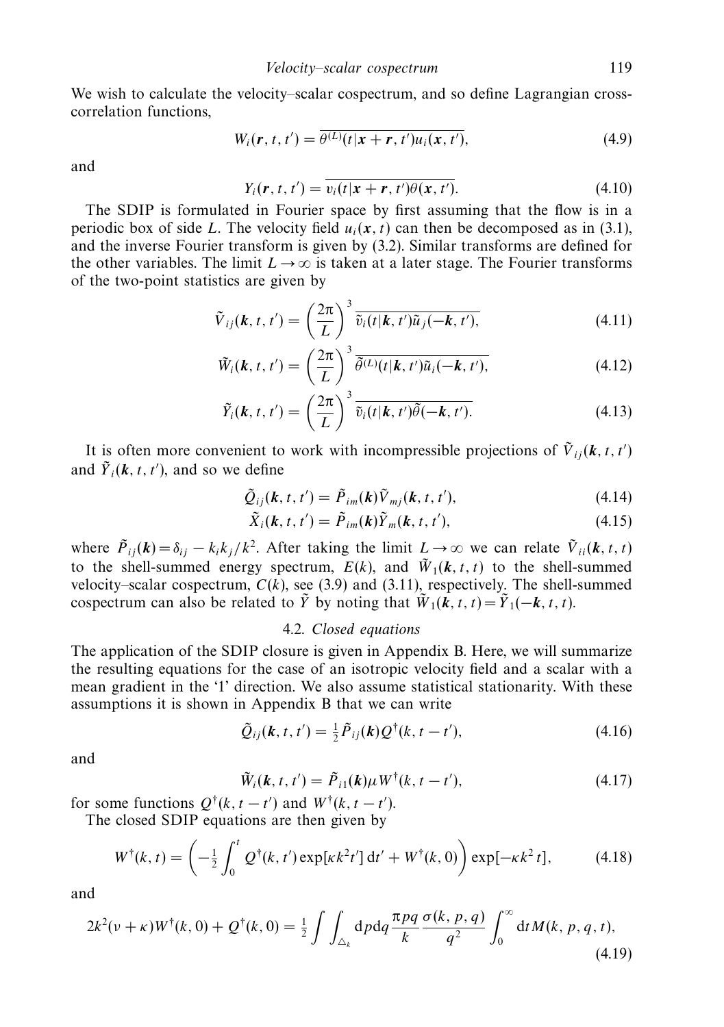We wish to calculate the velocity–scalar cospectrum, and so define Lagrangian cross-correlation functions,

$$W_i(\boldsymbol{r}, t, t') = \overline{\theta^{(L)}(t|\boldsymbol{x}+\boldsymbol{r}, t')u_i(\boldsymbol{x}, t')}, \tag{4.9}$$

and

$$Y_i(\boldsymbol{r}, t, t') = \overline{v_i(t|\boldsymbol{x}+\boldsymbol{r}, t')\theta(\boldsymbol{x}, t')}. \tag{4.10}$$

The SDIP is formulated in Fourier space by first assuming that the flow is in a periodic box of side $L$. The velocity field $u_i(\boldsymbol{x}, t)$ can then be decomposed as in (3.1), and the inverse Fourier transform is given by (3.2). Similar transforms are defined for the other variables. The limit $L \to \infty$ is taken at a later stage. The Fourier transforms of the two-point statistics are given by

$$\tilde{V}_{ij}(\boldsymbol{k}, t, t') = \left(\frac{2\pi}{L}\right)^3 \overline{\tilde{v}_i(t|\boldsymbol{k}, t')\tilde{u}_j(-\boldsymbol{k}, t')}, \tag{4.11}$$

$$\tilde{W}_i(\boldsymbol{k}, t, t') = \left(\frac{2\pi}{L}\right)^3 \overline{\tilde{\theta}^{(L)}(t|\boldsymbol{k}, t')\tilde{u}_i(-\boldsymbol{k}, t')}, \tag{4.12}$$

$$\tilde{Y}_i(\boldsymbol{k}, t, t') = \left(\frac{2\pi}{L}\right)^3 \overline{\tilde{v}_i(t|\boldsymbol{k}, t')\tilde{\theta}(-\boldsymbol{k}, t')}. \tag{4.13}$$

It is often more convenient to work with incompressible projections of $\tilde{V}_{ij}(\boldsymbol{k}, t, t')$ and $\tilde{Y}_i(\boldsymbol{k}, t, t')$, and so we define

$$\tilde{Q}_{ij}(\boldsymbol{k}, t, t') = \tilde{P}_{im}(\boldsymbol{k})\tilde{V}_{mj}(\boldsymbol{k}, t, t'), \tag{4.14}$$

$$\tilde{X}_i(\boldsymbol{k}, t, t') = \tilde{P}_{im}(\boldsymbol{k})\tilde{Y}_m(\boldsymbol{k}, t, t'), \tag{4.15}$$

where $\tilde{P}_{ij}(\boldsymbol{k}) = \delta_{ij} - k_i k_j/k^2$. After taking the limit $L \to \infty$ we can relate $\tilde{V}_{ii}(\boldsymbol{k}, t, t)$ to the shell-summed energy spectrum, $E(k)$, and $\tilde{W}_1(\boldsymbol{k}, t, t)$ to the shell-summed velocity–scalar cospectrum, $C(k)$, see (3.9) and (3.11), respectively. The shell-summed cospectrum can also be related to $\tilde{Y}$ by noting that $\tilde{W}_1(\boldsymbol{k}, t, t) = \tilde{Y}_1(-\boldsymbol{k}, t, t)$.

### 4.2. *Closed equations*

The application of the SDIP closure is given in Appendix B. Here, we will summarize the resulting equations for the case of an isotropic velocity field and a scalar with a mean gradient in the '1' direction. We also assume statistical stationarity. With these assumptions it is shown in Appendix B that we can write

$$\tilde{Q}_{ij}(\boldsymbol{k}, t, t') = \tfrac{1}{2}\tilde{P}_{ij}(\boldsymbol{k})Q^{\dagger}(k, t-t'), \tag{4.16}$$

and

$$\tilde{W}_i(\boldsymbol{k}, t, t') = \tilde{P}_{i1}(\boldsymbol{k})\mu W^{\dagger}(k, t-t'), \tag{4.17}$$

for some functions $Q^{\dagger}(k, t-t')$ and $W^{\dagger}(k, t-t')$.

The closed SDIP equations are then given by

$$W^{\dagger}(k, t) = \left(-\tfrac{1}{2}\int_0^t Q^{\dagger}(k, t')\exp[\kappa k^2 t']\,\mathrm{d}t' + W^{\dagger}(k, 0)\right)\exp[-\kappa k^2 t], \tag{4.18}$$

and

$$2k^2(\nu+\kappa)W^{\dagger}(k, 0) + Q^{\dagger}(k, 0) = \tfrac{1}{2}\int\int_{\triangle_k} \mathrm{d}p\mathrm{d}q\,\frac{\pi pq}{k}\frac{\sigma(k, p, q)}{q^2}\int_0^{\infty}\mathrm{d}t\,M(k, p, q, t), \tag{4.19}$$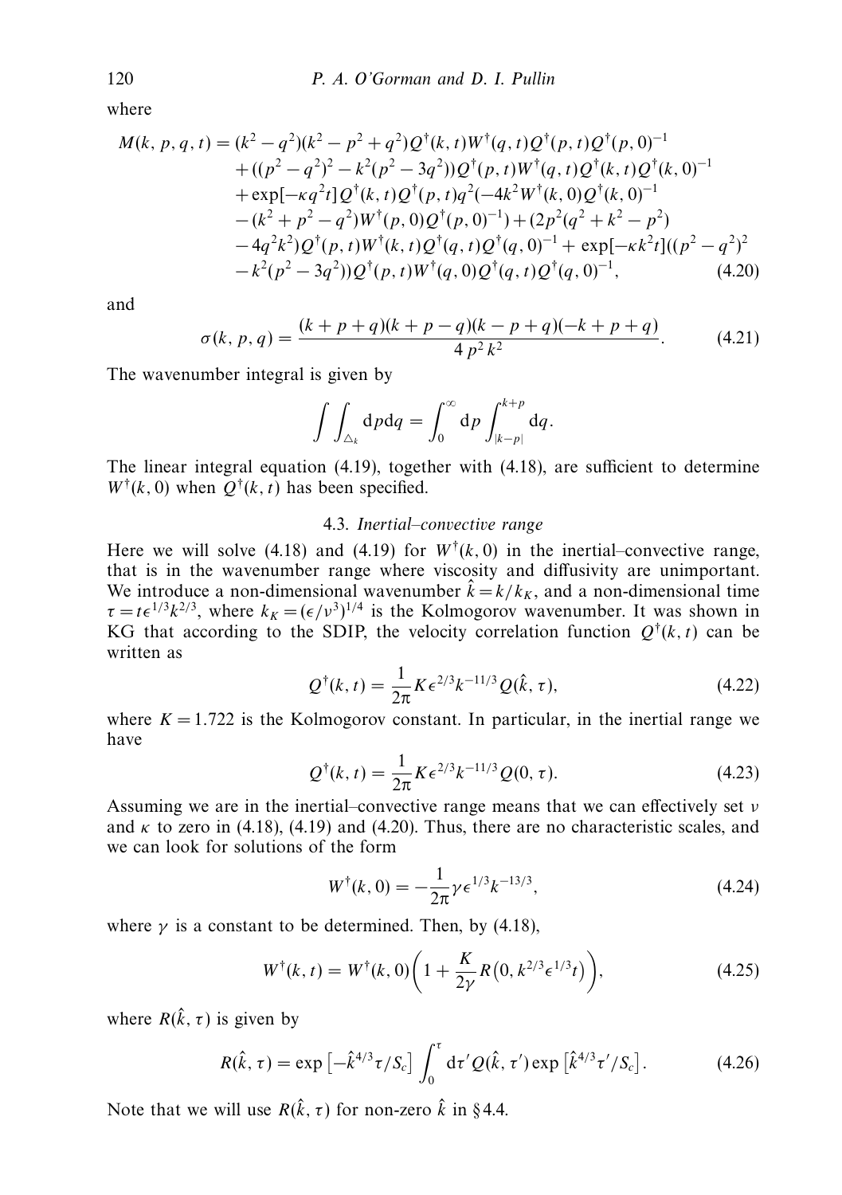where

$$
\begin{aligned}
M(k,p,q,t) = {} & (k^2-q^2)(k^2-p^2+q^2)Q^\dagger(k,t)W^\dagger(q,t)Q^\dagger(p,t)Q^\dagger(p,0)^{-1} \\
& + ((p^2-q^2)^2 - k^2(p^2-3q^2))Q^\dagger(p,t)W^\dagger(q,t)Q^\dagger(k,t)Q^\dagger(k,0)^{-1} \\
& + \exp[-\kappa q^2 t]Q^\dagger(k,t)Q^\dagger(p,t)q^2(-4k^2 W^\dagger(k,0)Q^\dagger(k,0)^{-1} \\
& - (k^2+p^2-q^2)W^\dagger(p,0)Q^\dagger(p,0)^{-1}) + (2p^2(q^2+k^2-p^2) \\
& - 4q^2k^2)Q^\dagger(p,t)W^\dagger(k,t)Q^\dagger(q,t)Q^\dagger(q,0)^{-1} + \exp[-\kappa k^2 t]((p^2-q^2)^2 \\
& - k^2(p^2-3q^2))Q^\dagger(p,t)W^\dagger(q,0)Q^\dagger(q,t)Q^\dagger(q,0)^{-1}, \qquad (4.20)
\end{aligned}
$$

and

$$
\sigma(k,p,q) = \frac{(k+p+q)(k+p-q)(k-p+q)(-k+p+q)}{4\,p^2\,k^2}. \qquad (4.21)
$$

The wavenumber integral is given by

$$
\int\int_{\triangle_k} \mathrm{d}p\mathrm{d}q = \int_0^\infty \mathrm{d}p \int_{|k-p|}^{k+p} \mathrm{d}q.
$$

The linear integral equation (4.19), together with (4.18), are sufficient to determine $W^\dagger(k,0)$ when $Q^\dagger(k,t)$ has been specified.

### 4.3. *Inertial–convective range*

Here we will solve (4.18) and (4.19) for $W^\dagger(k,0)$ in the inertial–convective range, that is in the wavenumber range where viscosity and diffusivity are unimportant. We introduce a non-dimensional wavenumber $\hat{k} = k/k_K$, and a non-dimensional time $\tau = t\epsilon^{1/3}k^{2/3}$, where $k_K = (\epsilon/\nu^3)^{1/4}$ is the Kolmogorov wavenumber. It was shown in KG that according to the SDIP, the velocity correlation function $Q^\dagger(k,t)$ can be written as

$$
Q^\dagger(k,t) = \frac{1}{2\pi} K \epsilon^{2/3} k^{-11/3} Q(\hat{k},\tau), \qquad (4.22)
$$

where $K = 1.722$ is the Kolmogorov constant. In particular, in the inertial range we have

$$
Q^\dagger(k,t) = \frac{1}{2\pi} K \epsilon^{2/3} k^{-11/3} Q(0,\tau). \qquad (4.23)
$$

Assuming we are in the inertial–convective range means that we can effectively set $\nu$ and $\kappa$ to zero in (4.18), (4.19) and (4.20). Thus, there are no characteristic scales, and we can look for solutions of the form

$$
W^\dagger(k,0) = -\frac{1}{2\pi}\gamma \epsilon^{1/3} k^{-13/3}, \qquad (4.24)
$$

where $\gamma$ is a constant to be determined. Then, by (4.18),

$$
W^\dagger(k,t) = W^\dagger(k,0)\left(1 + \frac{K}{2\gamma} R\left(0, k^{2/3}\epsilon^{1/3}t\right)\right), \qquad (4.25)
$$

where $R(\hat{k},\tau)$ is given by

$$
R(\hat{k},\tau) = \exp\left[-\hat{k}^{4/3}\tau/S_c\right] \int_0^\tau \mathrm{d}\tau' Q(\hat{k},\tau') \exp\left[\hat{k}^{4/3}\tau'/S_c\right]. \qquad (4.26)
$$

Note that we will use $R(\hat{k},\tau)$ for non-zero $\hat{k}$ in § 4.4.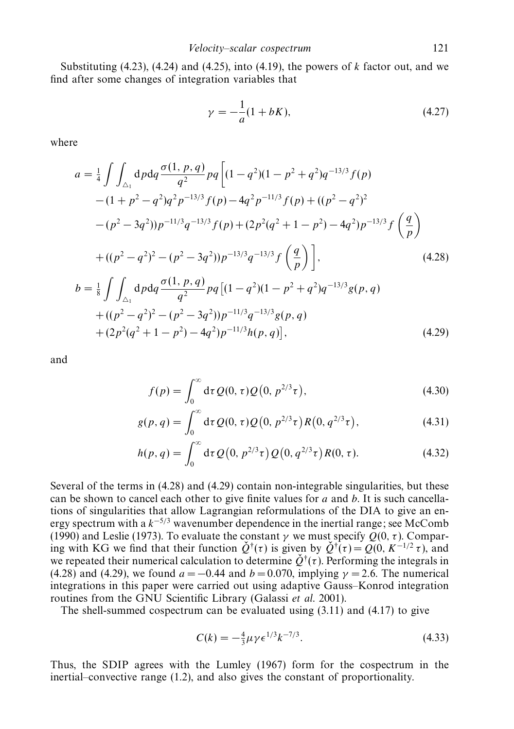Substituting (4.23), (4.24) and (4.25), into (4.19), the powers of $k$ factor out, and we find after some changes of integration variables that

$$\gamma = -\frac{1}{a}(1 + bK), \tag{4.27}$$

where

$$\begin{aligned}
a = \tfrac{1}{4} \int\int_{\triangle_1} \mathrm{d}p\mathrm{d}q \frac{\sigma(1,p,q)}{q^2} pq \bigg[ &(1-q^2)(1-p^2+q^2)q^{-13/3} f(p) \\
&- (1+p^2-q^2)q^2 p^{-13/3} f(p) - 4q^2 p^{-11/3} f(p) + ((p^2-q^2)^2 \\
&- (p^2-3q^2))p^{-11/3} q^{-13/3} f(p) + (2p^2(q^2+1-p^2) - 4q^2) p^{-13/3} f\left(\frac{q}{p}\right) \\
&+ ((p^2-q^2)^2 - (p^2-3q^2)) p^{-13/3} q^{-13/3} f\left(\frac{q}{p}\right) \bigg],
\end{aligned} \tag{4.28}$$

$$\begin{aligned}
b = \tfrac{1}{8} \int\int_{\triangle_1} \mathrm{d}p\mathrm{d}q \frac{\sigma(1,p,q)}{q^2} pq \big[ &(1-q^2)(1-p^2+q^2)q^{-13/3} g(p,q) \\
&+ ((p^2-q^2)^2 - (p^2-3q^2))p^{-11/3} q^{-13/3} g(p,q) \\
&+ (2p^2(q^2+1-p^2) - 4q^2) p^{-11/3} h(p,q) \big],
\end{aligned} \tag{4.29}$$

and

$$f(p) = \int_0^\infty \mathrm{d}\tau \, Q(0,\tau) Q\big(0, p^{2/3}\tau\big), \tag{4.30}$$

$$g(p,q) = \int_0^\infty \mathrm{d}\tau \, Q(0,\tau) Q\big(0, p^{2/3}\tau\big) R\big(0, q^{2/3}\tau\big), \tag{4.31}$$

$$h(p,q) = \int_0^\infty \mathrm{d}\tau \, Q\big(0, p^{2/3}\tau\big) Q\big(0, q^{2/3}\tau\big) R(0,\tau). \tag{4.32}$$

Several of the terms in (4.28) and (4.29) contain non-integrable singularities, but these can be shown to cancel each other to give finite values for $a$ and $b$. It is such cancellations of singularities that allow Lagrangian reformulations of the DIA to give an energy spectrum with a $k^{-5/3}$ wavenumber dependence in the inertial range; see McComb (1990) and Leslie (1973). To evaluate the constant $\gamma$ we must specify $Q(0,\tau)$. Comparing with KG we find that their function $\check{Q}^\dagger(\tau)$ is given by $\check{Q}^\dagger(\tau) = Q(0, K^{-1/2}\tau)$, and we repeated their numerical calculation to determine $\check{Q}^\dagger(\tau)$. Performing the integrals in (4.28) and (4.29), we found $a = -0.44$ and $b = 0.070$, implying $\gamma = 2.6$. The numerical integrations in this paper were carried out using adaptive Gauss–Konrod integration routines from the GNU Scientific Library (Galassi *et al.* 2001).

The shell-summed cospectrum can be evaluated using (3.11) and (4.17) to give

$$C(k) = -\tfrac{4}{3}\mu\gamma\epsilon^{1/3}k^{-7/3}. \tag{4.33}$$

Thus, the SDIP agrees with the Lumley (1967) form for the cospectrum in the inertial–convective range (1.2), and also gives the constant of proportionality.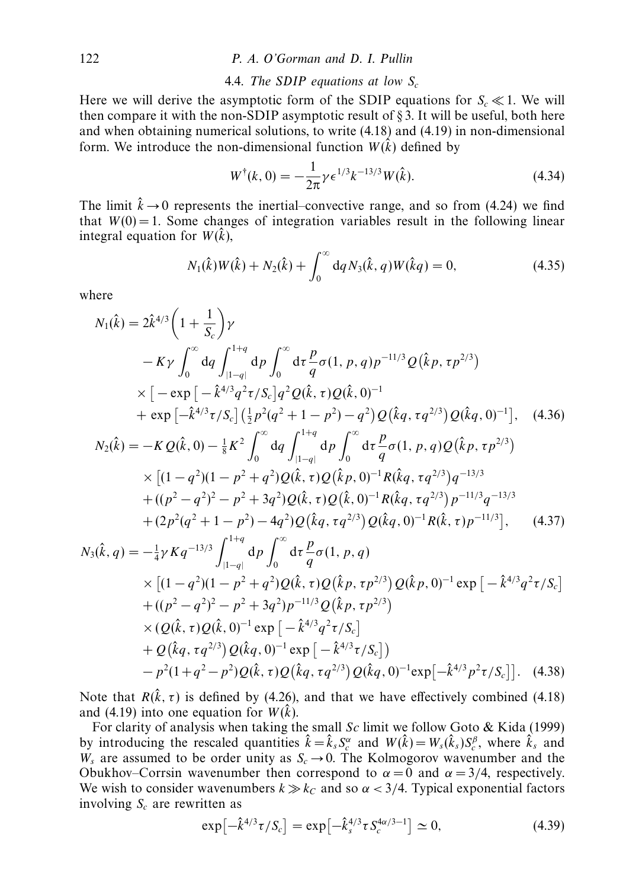### 4.4. *The SDIP equations at low $S_c$*

Here we will derive the asymptotic form of the SDIP equations for $S_c \ll 1$. We will then compare it with the non-SDIP asymptotic result of § 3. It will be useful, both here and when obtaining numerical solutions, to write (4.18) and (4.19) in non-dimensional form. We introduce the non-dimensional function $W(\hat{k})$ defined by

$$W^{\dagger}(k,0) = -\frac{1}{2\pi}\gamma\epsilon^{1/3}k^{-13/3}W(\hat{k}). \tag{4.34}$$

The limit $\hat{k}\to 0$ represents the inertial–convective range, and so from (4.24) we find that $W(0)=1$. Some changes of integration variables result in the following linear integral equation for $W(\hat{k})$,

$$N_1(\hat{k})W(\hat{k}) + N_2(\hat{k}) + \int_0^{\infty} \mathrm{d}q\, N_3(\hat{k},q)W(\hat{k}q) = 0, \tag{4.35}$$

where

$$\begin{aligned}
N_1(\hat{k}) = {} & 2\hat{k}^{4/3}\left(1+\frac{1}{S_c}\right)\gamma \\
& - K\gamma\int_0^{\infty}\mathrm{d}q\int_{|1-q|}^{1+q}\mathrm{d}p\int_0^{\infty}\mathrm{d}\tau\,\frac{p}{q}\sigma(1,p,q)p^{-11/3}Q\big(\hat{k}p,\tau p^{2/3}\big) \\
& \times\big[-\exp\big[-\hat{k}^{4/3}q^2\tau/S_c\big]q^2 Q(\hat{k},\tau)Q(\hat{k},0)^{-1} \\
& + \exp\big[-\hat{k}^{4/3}\tau/S_c\big]\big(\tfrac{1}{2}p^2(q^2+1-p^2)-q^2\big)Q\big(\hat{k}q,\tau q^{2/3}\big)Q(\hat{k}q,0)^{-1}\big],
\end{aligned} \tag{4.36}$$

$$\begin{aligned}
N_2(\hat{k}) = {} & -K\,Q(\hat{k},0) - \tfrac{1}{8}K^2\int_0^{\infty}\mathrm{d}q\int_{|1-q|}^{1+q}\mathrm{d}p\int_0^{\infty}\mathrm{d}\tau\,\frac{p}{q}\sigma(1,p,q)Q\big(\hat{k}p,\tau p^{2/3}\big) \\
& \times\big[(1-q^2)(1-p^2+q^2)Q(\hat{k},\tau)Q\big(\hat{k}p,0\big)^{-1}R\big(\hat{k}q,\tau q^{2/3}\big)q^{-13/3} \\
& + ((p^2-q^2)^2-p^2+3q^2)Q(\hat{k},\tau)Q\big(\hat{k},0\big)^{-1}R\big(\hat{k}q,\tau q^{2/3}\big)p^{-11/3}q^{-13/3} \\
& + (2p^2(q^2+1-p^2)-4q^2)Q\big(\hat{k}q,\tau q^{2/3}\big)Q(\hat{k}q,0)^{-1}R(\hat{k},\tau)p^{-11/3}\big],
\end{aligned} \tag{4.37}$$

$$\begin{aligned}
N_3(\hat{k},q) = {} & -\tfrac{1}{4}\gamma K q^{-13/3}\int_{|1-q|}^{1+q}\mathrm{d}p\int_0^{\infty}\mathrm{d}\tau\,\frac{p}{q}\sigma(1,p,q) \\
& \times\big[(1-q^2)(1-p^2+q^2)Q(\hat{k},\tau)Q\big(\hat{k}p,\tau p^{2/3}\big)Q(\hat{k}p,0)^{-1}\exp\big[-\hat{k}^{4/3}q^2\tau/S_c\big] \\
& + ((p^2-q^2)^2-p^2+3q^2)p^{-11/3}Q\big(\hat{k}p,\tau p^{2/3}\big) \\
& \times(Q(\hat{k},\tau)Q(\hat{k},0)^{-1}\exp\big[-\hat{k}^{4/3}q^2\tau/S_c\big] \\
& + Q\big(\hat{k}q,\tau q^{2/3}\big)Q(\hat{k}q,0)^{-1}\exp\big[-\hat{k}^{4/3}\tau/S_c\big]\big) \\
& - p^2(1+q^2-p^2)Q(\hat{k},\tau)Q\big(\hat{k}q,\tau q^{2/3}\big)Q(\hat{k}q,0)^{-1}\exp\big[-\hat{k}^{4/3}p^2\tau/S_c\big]\big].
\end{aligned} \tag{4.38}$$

Note that $R(\hat{k},\tau)$ is defined by (4.26), and that we have effectively combined (4.18) and (4.19) into one equation for $W(\hat{k})$.

For clarity of analysis when taking the small *Sc* limit we follow Goto & Kida (1999) by introducing the rescaled quantities $\hat{k}=\hat{k}_s S_c^{\alpha}$ and $W(\hat{k})=W_s(\hat{k}_s)S_c^{\beta}$, where $\hat{k}_s$ and $W_s$ are assumed to be order unity as $S_c\to 0$. The Kolmogorov wavenumber and the Obukhov–Corrsin wavenumber then correspond to $\alpha=0$ and $\alpha=3/4$, respectively. We wish to consider wavenumbers $k\gg k_C$ and so $\alpha<3/4$. Typical exponential factors involving $S_c$ are rewritten as

$$\exp\big[-\hat{k}^{4/3}\tau/S_c\big] = \exp\big[-\hat{k}_s^{4/3}\tau S_c^{4\alpha/3-1}\big] \simeq 0, \tag{4.39}$$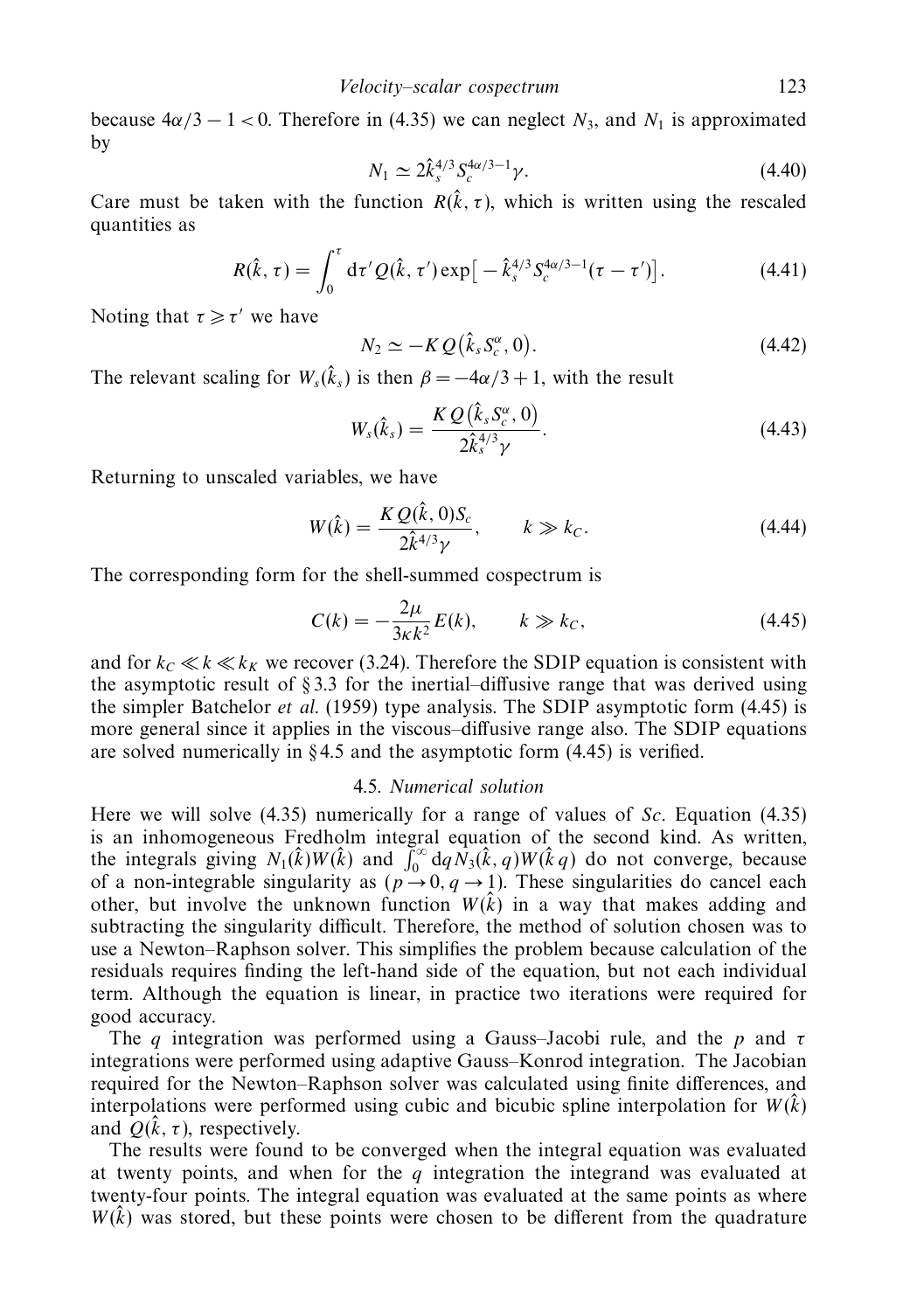because $4\alpha/3 - 1 < 0$. Therefore in (4.35) we can neglect $N_3$, and $N_1$ is approximated by

$$N_1 \simeq 2\hat{k}_s^{4/3} S_c^{4\alpha/3-1} \gamma. \tag{4.40}$$

Care must be taken with the function $R(\hat{k}, \tau)$, which is written using the rescaled quantities as

$$R(\hat{k}, \tau) = \int_0^\tau \mathrm{d}\tau' Q(\hat{k}, \tau') \exp\left[ -\hat{k}_s^{4/3} S_c^{4\alpha/3-1} (\tau - \tau') \right]. \tag{4.41}$$

Noting that $\tau \geqslant \tau'$ we have

$$N_2 \simeq -K\, Q\left(\hat{k}_s S_c^{\alpha}, 0\right). \tag{4.42}$$

The relevant scaling for $W_s(\hat{k}_s)$ is then $\beta = -4\alpha/3 + 1$, with the result

$$W_s(\hat{k}_s) = \frac{K\, Q\left(\hat{k}_s S_c^{\alpha}, 0\right)}{2\hat{k}_s^{4/3} \gamma}. \tag{4.43}$$

Returning to unscaled variables, we have

$$W(\hat{k}) = \frac{K\, Q(\hat{k}, 0) S_c}{2\hat{k}^{4/3} \gamma}, \qquad k \gg k_C. \tag{4.44}$$

The corresponding form for the shell-summed cospectrum is

$$C(k) = -\frac{2\mu}{3\kappa k^2} E(k), \qquad k \gg k_C, \tag{4.45}$$

and for $k_C \ll k \ll k_K$ we recover (3.24). Therefore the SDIP equation is consistent with the asymptotic result of §3.3 for the inertial–diffusive range that was derived using the simpler Batchelor *et al.* (1959) type analysis. The SDIP asymptotic form (4.45) is more general since it applies in the viscous–diffusive range also. The SDIP equations are solved numerically in §4.5 and the asymptotic form (4.45) is verified.

### 4.5. *Numerical solution*

Here we will solve (4.35) numerically for a range of values of $Sc$. Equation (4.35) is an inhomogeneous Fredholm integral equation of the second kind. As written, the integrals giving $N_1(\hat{k})W(\hat{k})$ and $\int_0^\infty \mathrm{d}q N_3(\hat{k}, q) W(\hat{k}\, q)$ do not converge, because of a non-integrable singularity as $(p \to 0, q \to 1)$. These singularities do cancel each other, but involve the unknown function $W(\hat{k})$ in a way that makes adding and subtracting the singularity difficult. Therefore, the method of solution chosen was to use a Newton–Raphson solver. This simplifies the problem because calculation of the residuals requires finding the left-hand side of the equation, but not each individual term. Although the equation is linear, in practice two iterations were required for good accuracy.

The $q$ integration was performed using a Gauss–Jacobi rule, and the $p$ and $\tau$ integrations were performed using adaptive Gauss–Konrod integration. The Jacobian required for the Newton–Raphson solver was calculated using finite differences, and interpolations were performed using cubic and bicubic spline interpolation for $W(\hat{k})$ and $Q(\hat{k}, \tau)$, respectively.

The results were found to be converged when the integral equation was evaluated at twenty points, and when for the $q$ integration the integrand was evaluated at twenty-four points. The integral equation was evaluated at the same points as where $W(\hat{k})$ was stored, but these points were chosen to be different from the quadrature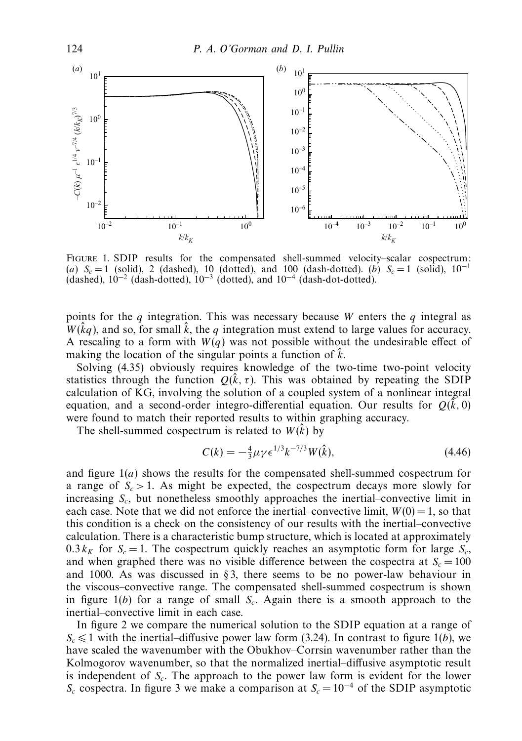FIGURE 1. SDIP results for the compensated shell-summed velocity–scalar cospectrum: (*a*) $S_c = 1$ (solid), 2 (dashed), 10 (dotted), and 100 (dash-dotted). (*b*) $S_c = 1$ (solid), $10^{-1}$ (dashed), $10^{-2}$ (dash-dotted), $10^{-3}$ (dotted), and $10^{-4}$ (dash-dot-dotted).

points for the $q$ integration. This was necessary because $W$ enters the $q$ integral as $W(\hat{k}q)$, and so, for small $\hat{k}$, the $q$ integration must extend to large values for accuracy. A rescaling to a form with $W(q)$ was not possible without the undesirable effect of making the location of the singular points a function of $\hat{k}$.

Solving (4.35) obviously requires knowledge of the two-time two-point velocity statistics through the function $Q(\hat{k}, \tau)$. This was obtained by repeating the SDIP calculation of KG, involving the solution of a coupled system of a nonlinear integral equation, and a second-order integro-differential equation. Our results for $Q(\hat{k}, 0)$ were found to match their reported results to within graphing accuracy.

The shell-summed cospectrum is related to $W(\hat{k})$ by

$$C(k) = -\tfrac{4}{3}\mu\gamma\epsilon^{1/3}k^{-7/3}W(\hat{k}), \tag{4.46}$$

and figure 1(*a*) shows the results for the compensated shell-summed cospectrum for a range of $S_c > 1$. As might be expected, the cospectrum decays more slowly for increasing $S_c$, but nonetheless smoothly approaches the inertial–convective limit in each case. Note that we did not enforce the inertial–convective limit, $W(0) = 1$, so that this condition is a check on the consistency of our results with the inertial–convective calculation. There is a characteristic bump structure, which is located at approximately $0.3\,k_K$ for $S_c = 1$. The cospectrum quickly reaches an asymptotic form for large $S_c$, and when graphed there was no visible difference between the cospectra at $S_c = 100$ and 1000. As was discussed in § 3, there seems to be no power-law behaviour in the viscous–convective range. The compensated shell-summed cospectrum is shown in figure 1(*b*) for a range of small $S_c$. Again there is a smooth approach to the inertial–convective limit in each case.

In figure 2 we compare the numerical solution to the SDIP equation at a range of $S_c \leqslant 1$ with the inertial–diffusive power law form (3.24). In contrast to figure 1(*b*), we have scaled the wavenumber with the Obukhov–Corrsin wavenumber rather than the Kolmogorov wavenumber, so that the normalized inertial–diffusive asymptotic result is independent of $S_c$. The approach to the power law form is evident for the lower $S_c$ cospectra. In figure 3 we make a comparison at $S_c = 10^{-4}$ of the SDIP asymptotic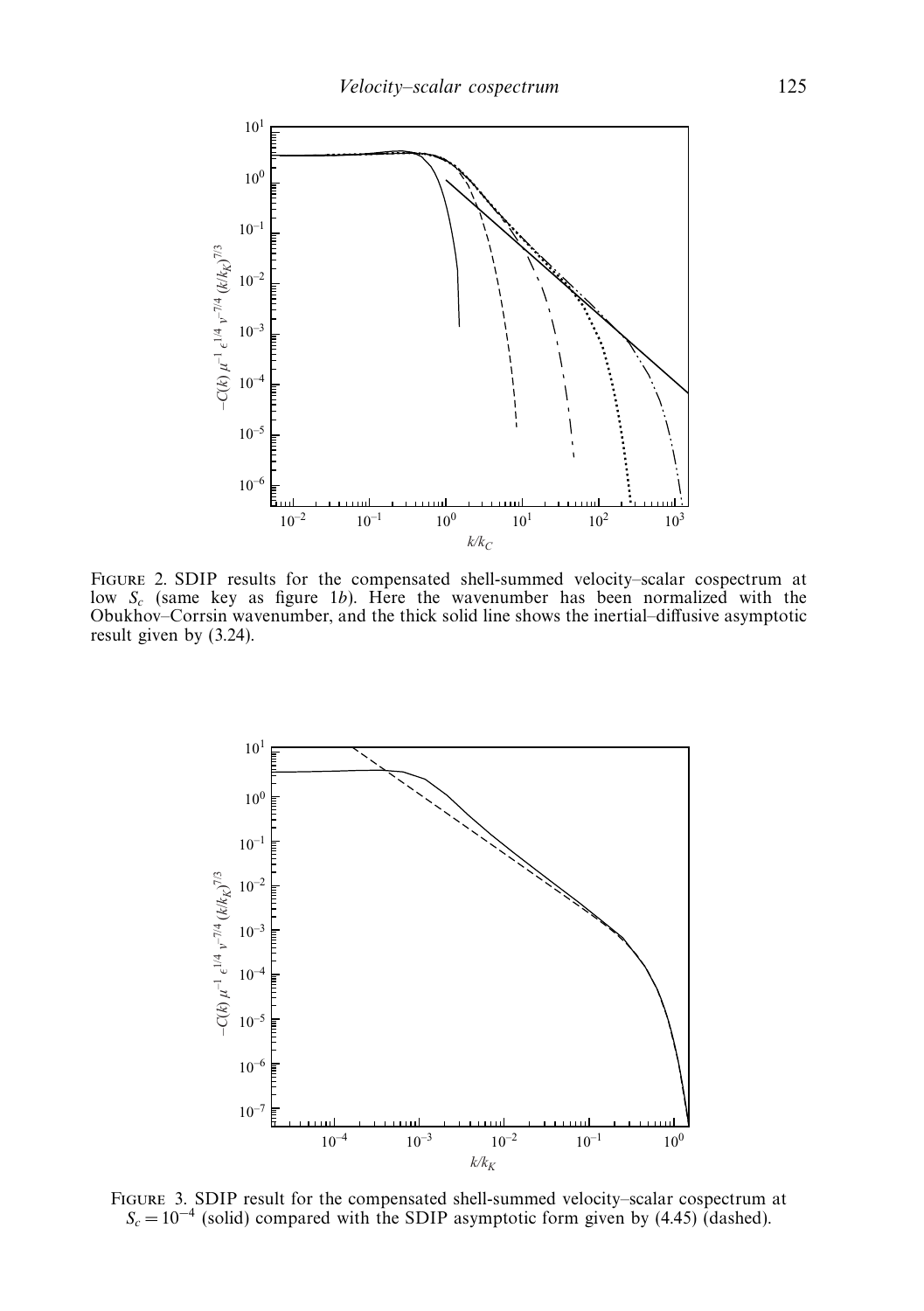Figure 2. SDIP results for the compensated shell-summed velocity–scalar cospectrum at low $S_c$ (same key as figure 1$b$). Here the wavenumber has been normalized with the Obukhov–Corrsin wavenumber, and the thick solid line shows the inertial–diffusive asymptotic result given by (3.24).

Figure 3. SDIP result for the compensated shell-summed velocity–scalar cospectrum at $S_c = 10^{-4}$ (solid) compared with the SDIP asymptotic form given by (4.45) (dashed).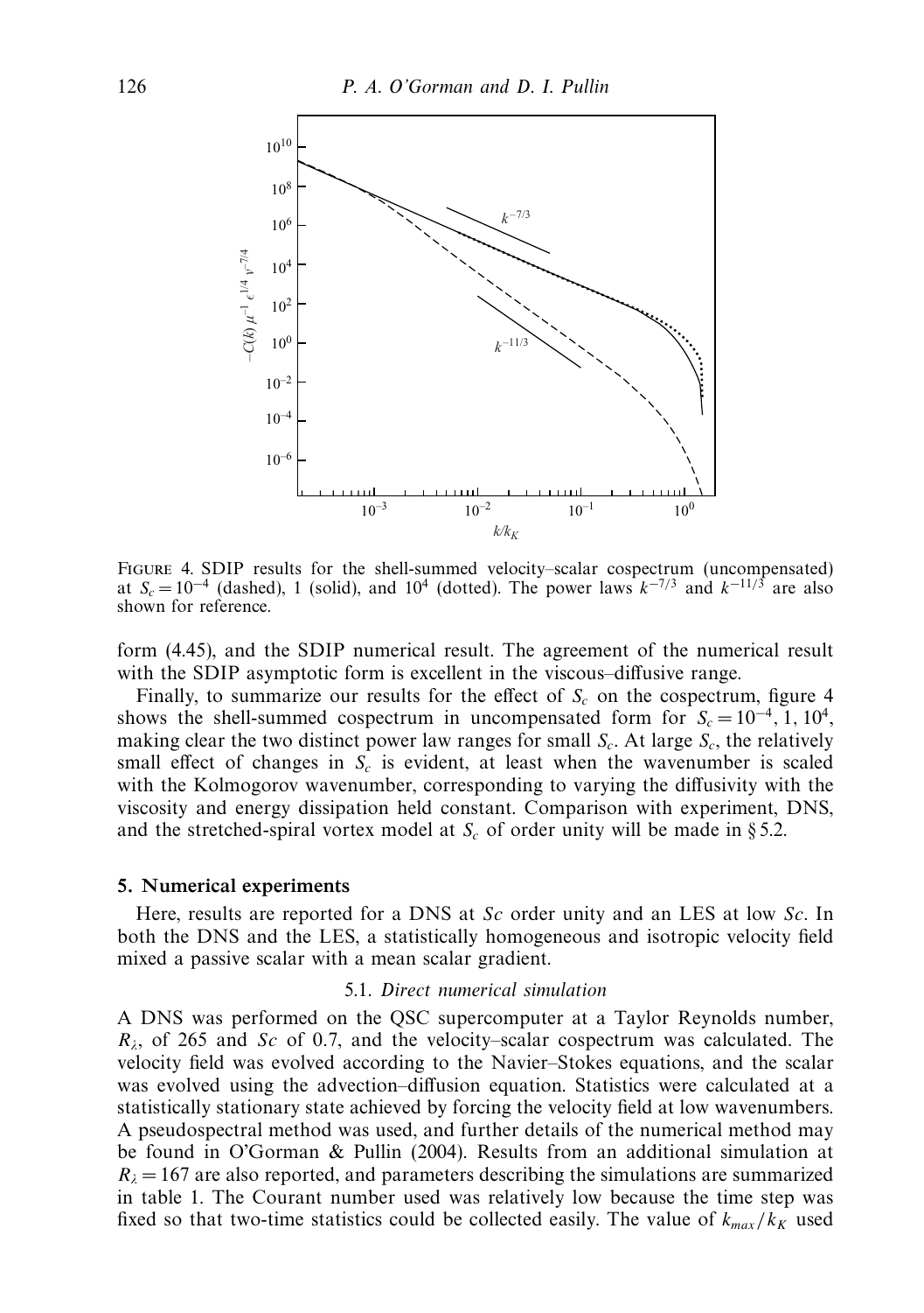FIGURE 4. SDIP results for the shell-summed velocity–scalar cospectrum (uncompensated) at $S_c = 10^{-4}$ (dashed), 1 (solid), and $10^4$ (dotted). The power laws $k^{-7/3}$ and $k^{-11/3}$ are also shown for reference.

form (4.45), and the SDIP numerical result. The agreement of the numerical result with the SDIP asymptotic form is excellent in the viscous–diffusive range.

Finally, to summarize our results for the effect of $S_c$ on the cospectrum, figure 4 shows the shell-summed cospectrum in uncompensated form for $S_c = 10^{-4}, 1, 10^4$, making clear the two distinct power law ranges for small $S_c$. At large $S_c$, the relatively small effect of changes in $S_c$ is evident, at least when the wavenumber is scaled with the Kolmogorov wavenumber, corresponding to varying the diffusivity with the viscosity and energy dissipation held constant. Comparison with experiment, DNS, and the stretched-spiral vortex model at $S_c$ of order unity will be made in § 5.2.

## 5. Numerical experiments

Here, results are reported for a DNS at *Sc* order unity and an LES at low *Sc*. In both the DNS and the LES, a statistically homogeneous and isotropic velocity field mixed a passive scalar with a mean scalar gradient.

### 5.1. *Direct numerical simulation*

A DNS was performed on the QSC supercomputer at a Taylor Reynolds number, $R_\lambda$, of 265 and *Sc* of 0.7, and the velocity–scalar cospectrum was calculated. The velocity field was evolved according to the Navier–Stokes equations, and the scalar was evolved using the advection–diffusion equation. Statistics were calculated at a statistically stationary state achieved by forcing the velocity field at low wavenumbers. A pseudospectral method was used, and further details of the numerical method may be found in O'Gorman & Pullin (2004). Results from an additional simulation at $R_\lambda = 167$ are also reported, and parameters describing the simulations are summarized in table 1. The Courant number used was relatively low because the time step was fixed so that two-time statistics could be collected easily. The value of $k_{max}/k_K$ used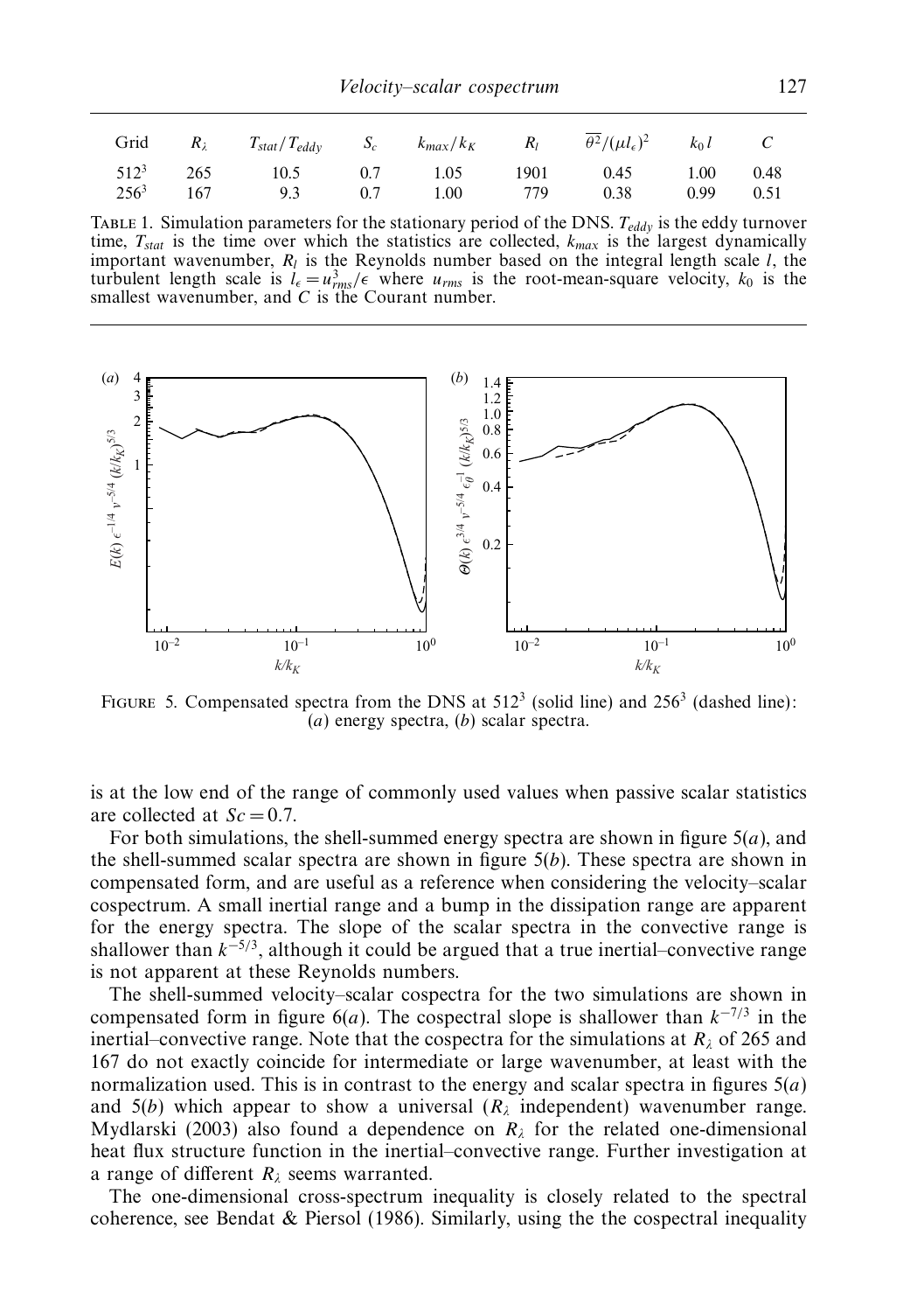| Grid | $R_\lambda$ | $T_{stat}/T_{eddy}$ | $S_c$ | $k_{max}/k_K$ | $R_l$ | $\overline{\theta^2}/(\mu l_\epsilon)^2$ | $k_0 l$ | $C$ |
|---|---|---|---|---|---|---|---|---|
| $512^3$ | 265 | 10.5 | 0.7 | 1.05 | 1901 | 0.45 | 1.00 | 0.48 |
| $256^3$ | 167 | 9.3 | 0.7 | 1.00 | 779 | 0.38 | 0.99 | 0.51 |

TABLE 1. Simulation parameters for the stationary period of the DNS. $T_{eddy}$ is the eddy turnover time, $T_{stat}$ is the time over which the statistics are collected, $k_{max}$ is the largest dynamically important wavenumber, $R_l$ is the Reynolds number based on the integral length scale $l$, the turbulent length scale is $l_\epsilon = u_{rms}^3/\epsilon$ where $u_{rms}$ is the root-mean-square velocity, $k_0$ is the smallest wavenumber, and $C$ is the Courant number.

FIGURE 5. Compensated spectra from the DNS at $512^3$ (solid line) and $256^3$ (dashed line): (*a*) energy spectra, (*b*) scalar spectra.

is at the low end of the range of commonly used values when passive scalar statistics are collected at $Sc = 0.7$.

For both simulations, the shell-summed energy spectra are shown in figure 5(*a*), and the shell-summed scalar spectra are shown in figure 5(*b*). These spectra are shown in compensated form, and are useful as a reference when considering the velocity–scalar cospectrum. A small inertial range and a bump in the dissipation range are apparent for the energy spectra. The slope of the scalar spectra in the convective range is shallower than $k^{-5/3}$, although it could be argued that a true inertial–convective range is not apparent at these Reynolds numbers.

The shell-summed velocity–scalar cospectra for the two simulations are shown in compensated form in figure 6(*a*). The cospectral slope is shallower than $k^{-7/3}$ in the inertial–convective range. Note that the cospectra for the simulations at $R_\lambda$ of 265 and 167 do not exactly coincide for intermediate or large wavenumber, at least with the normalization used. This is in contrast to the energy and scalar spectra in figures 5(*a*) and 5(*b*) which appear to show a universal ($R_\lambda$ independent) wavenumber range. Mydlarski (2003) also found a dependence on $R_\lambda$ for the related one-dimensional heat flux structure function in the inertial–convective range. Further investigation at a range of different $R_\lambda$ seems warranted.

The one-dimensional cross-spectrum inequality is closely related to the spectral coherence, see Bendat & Piersol (1986). Similarly, using the the cospectral inequality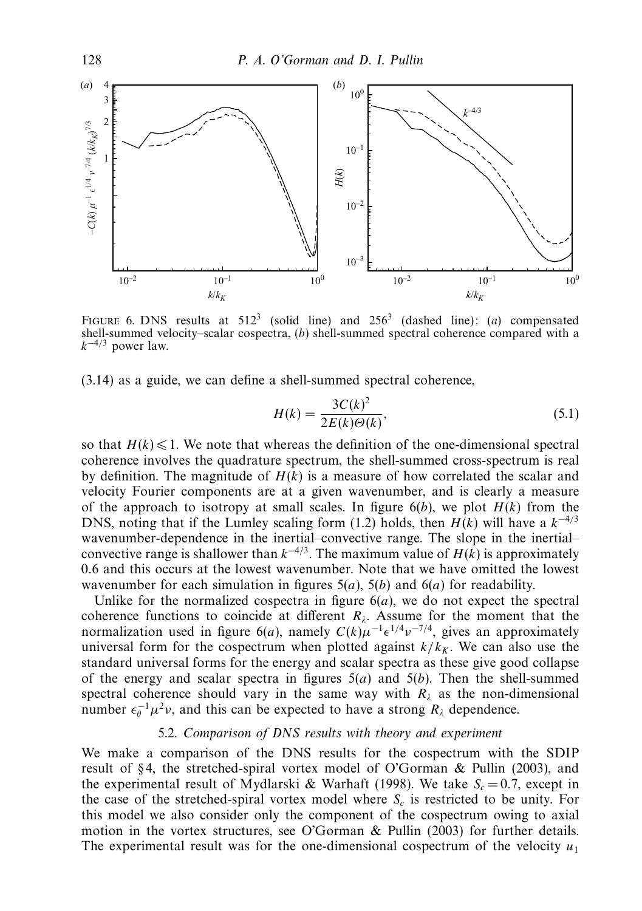FIGURE 6. DNS results at $512^3$ (solid line) and $256^3$ (dashed line): (*a*) compensated shell-summed velocity–scalar cospectra, (*b*) shell-summed spectral coherence compared with a $k^{-4/3}$ power law.

(3.14) as a guide, we can define a shell-summed spectral coherence,

$$H(k) = \frac{3C(k)^2}{2E(k)\Theta(k)}, \tag{5.1}$$

so that $H(k) \leqslant 1$. We note that whereas the definition of the one-dimensional spectral coherence involves the quadrature spectrum, the shell-summed cross-spectrum is real by definition. The magnitude of $H(k)$ is a measure of how correlated the scalar and velocity Fourier components are at a given wavenumber, and is clearly a measure of the approach to isotropy at small scales. In figure 6(*b*), we plot $H(k)$ from the DNS, noting that if the Lumley scaling form (1.2) holds, then $H(k)$ will have a $k^{-4/3}$ wavenumber-dependence in the inertial–convective range. The slope in the inertial–convective range is shallower than $k^{-4/3}$. The maximum value of $H(k)$ is approximately 0.6 and this occurs at the lowest wavenumber. Note that we have omitted the lowest wavenumber for each simulation in figures 5(*a*), 5(*b*) and 6(*a*) for readability.

Unlike for the normalized cospectra in figure 6(*a*), we do not expect the spectral coherence functions to coincide at different $R_\lambda$. Assume for the moment that the normalization used in figure 6(*a*), namely $C(k)\mu^{-1}\epsilon^{1/4}\nu^{-7/4}$, gives an approximately universal form for the cospectrum when plotted against $k/k_K$. We can also use the standard universal forms for the energy and scalar spectra as these give good collapse of the energy and scalar spectra in figures 5(*a*) and 5(*b*). Then the shell-summed spectral coherence should vary in the same way with $R_\lambda$ as the non-dimensional number $\epsilon_\theta^{-1}\mu^2\nu$, and this can be expected to have a strong $R_\lambda$ dependence.

### 5.2. *Comparison of DNS results with theory and experiment*

We make a comparison of the DNS results for the cospectrum with the SDIP result of §4, the stretched-spiral vortex model of O'Gorman & Pullin (2003), and the experimental result of Mydlarski & Warhaft (1998). We take $S_c = 0.7$, except in the case of the stretched-spiral vortex model where $S_c$ is restricted to be unity. For this model we also consider only the component of the cospectrum owing to axial motion in the vortex structures, see O'Gorman & Pullin (2003) for further details. The experimental result was for the one-dimensional cospectrum of the velocity $u_1$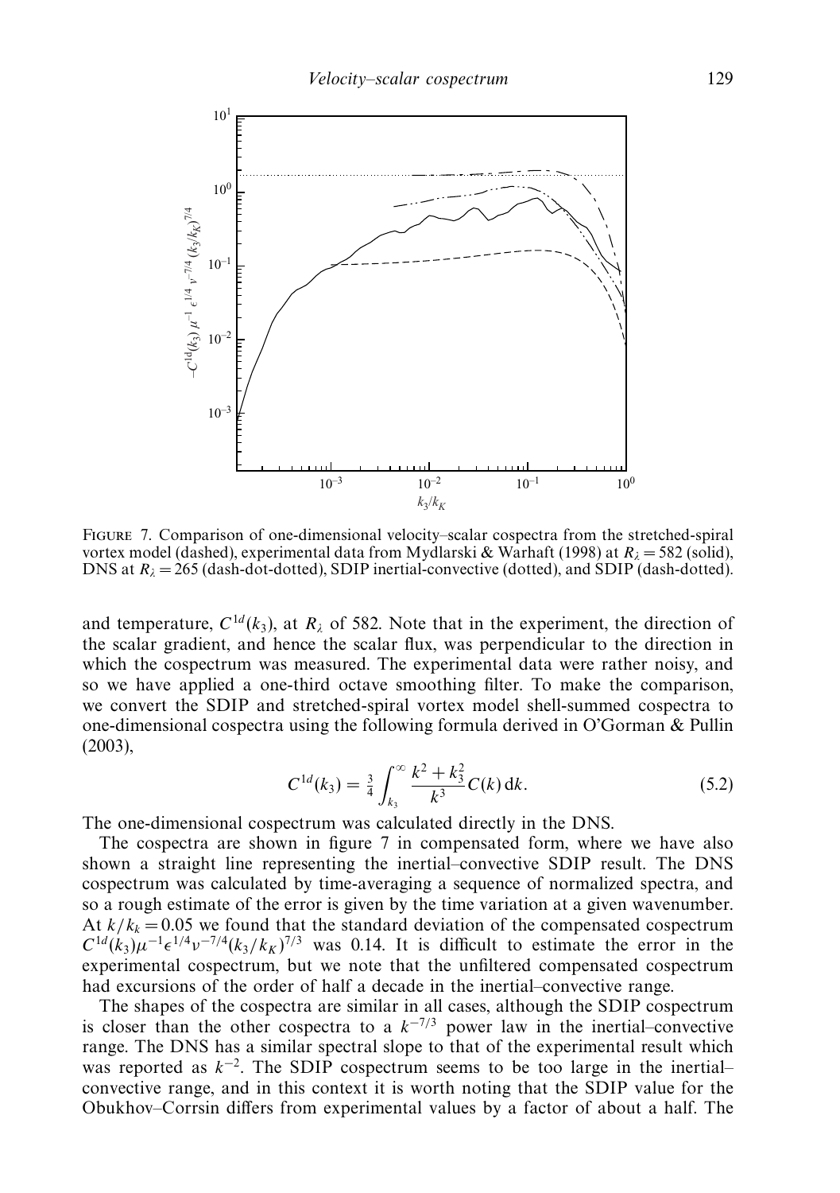FIGURE 7. Comparison of one-dimensional velocity–scalar cospectra from the stretched-spiral vortex model (dashed), experimental data from Mydlarski & Warhaft (1998) at $R_\lambda = 582$ (solid), DNS at $R_\lambda = 265$ (dash-dot-dotted), SDIP inertial-convective (dotted), and SDIP (dash-dotted).

and temperature, $C^{1d}(k_3)$, at $R_\lambda$ of 582. Note that in the experiment, the direction of the scalar gradient, and hence the scalar flux, was perpendicular to the direction in which the cospectrum was measured. The experimental data were rather noisy, and so we have applied a one-third octave smoothing filter. To make the comparison, we convert the SDIP and stretched-spiral vortex model shell-summed cospectra to one-dimensional cospectra using the following formula derived in O'Gorman & Pullin (2003),

$$C^{1d}(k_3) = \tfrac{3}{4} \int_{k_3}^{\infty} \frac{k^2 + k_3^2}{k^3} C(k)\, \mathrm{d}k. \tag{5.2}$$

The one-dimensional cospectrum was calculated directly in the DNS.

The cospectra are shown in figure 7 in compensated form, where we have also shown a straight line representing the inertial–convective SDIP result. The DNS cospectrum was calculated by time-averaging a sequence of normalized spectra, and so a rough estimate of the error is given by the time variation at a given wavenumber. At $k/k_k = 0.05$ we found that the standard deviation of the compensated cospectrum $C^{1d}(k_3)\mu^{-1}\epsilon^{1/4}\nu^{-7/4}(k_3/k_K)^{7/3}$ was 0.14. It is difficult to estimate the error in the experimental cospectrum, but we note that the unfiltered compensated cospectrum had excursions of the order of half a decade in the inertial–convective range.

The shapes of the cospectra are similar in all cases, although the SDIP cospectrum is closer than the other cospectra to a $k^{-7/3}$ power law in the inertial–convective range. The DNS has a similar spectral slope to that of the experimental result which was reported as $k^{-2}$. The SDIP cospectrum seems to be too large in the inertial–convective range, and in this context it is worth noting that the SDIP value for the Obukhov–Corrsin differs from experimental values by a factor of about a half. The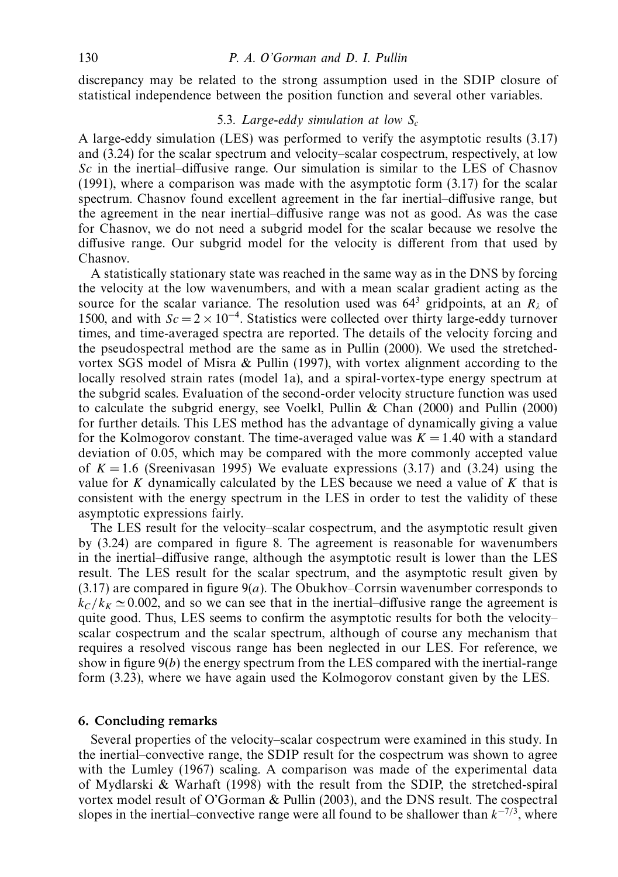discrepancy may be related to the strong assumption used in the SDIP closure of statistical independence between the position function and several other variables.

### 5.3. *Large-eddy simulation at low $S_c$*

A large-eddy simulation (LES) was performed to verify the asymptotic results (3.17) and (3.24) for the scalar spectrum and velocity–scalar cospectrum, respectively, at low $Sc$ in the inertial–diffusive range. Our simulation is similar to the LES of Chasnov (1991), where a comparison was made with the asymptotic form (3.17) for the scalar spectrum. Chasnov found excellent agreement in the far inertial–diffusive range, but the agreement in the near inertial–diffusive range was not as good. As was the case for Chasnov, we do not need a subgrid model for the scalar because we resolve the diffusive range. Our subgrid model for the velocity is different from that used by Chasnov.

A statistically stationary state was reached in the same way as in the DNS by forcing the velocity at the low wavenumbers, and with a mean scalar gradient acting as the source for the scalar variance. The resolution used was $64^3$ gridpoints, at an $R_\lambda$ of 1500, and with $Sc = 2 \times 10^{-4}$. Statistics were collected over thirty large-eddy turnover times, and time-averaged spectra are reported. The details of the velocity forcing and the pseudospectral method are the same as in Pullin (2000). We used the stretched-vortex SGS model of Misra & Pullin (1997), with vortex alignment according to the locally resolved strain rates (model 1a), and a spiral-vortex-type energy spectrum at the subgrid scales. Evaluation of the second-order velocity structure function was used to calculate the subgrid energy, see Voelkl, Pullin & Chan (2000) and Pullin (2000) for further details. This LES method has the advantage of dynamically giving a value for the Kolmogorov constant. The time-averaged value was $K = 1.40$ with a standard deviation of 0.05, which may be compared with the more commonly accepted value of $K = 1.6$ (Sreenivasan 1995) We evaluate expressions (3.17) and (3.24) using the value for $K$ dynamically calculated by the LES because we need a value of $K$ that is consistent with the energy spectrum in the LES in order to test the validity of these asymptotic expressions fairly.

The LES result for the velocity–scalar cospectrum, and the asymptotic result given by (3.24) are compared in figure 8. The agreement is reasonable for wavenumbers in the inertial–diffusive range, although the asymptotic result is lower than the LES result. The LES result for the scalar spectrum, and the asymptotic result given by (3.17) are compared in figure 9(*a*). The Obukhov–Corrsin wavenumber corresponds to $k_C/k_K \simeq 0.002$, and so we can see that in the inertial–diffusive range the agreement is quite good. Thus, LES seems to confirm the asymptotic results for both the velocity–scalar cospectrum and the scalar spectrum, although of course any mechanism that requires a resolved viscous range has been neglected in our LES. For reference, we show in figure 9(*b*) the energy spectrum from the LES compared with the inertial-range form (3.23), where we have again used the Kolmogorov constant given by the LES.

## 6. Concluding remarks

Several properties of the velocity–scalar cospectrum were examined in this study. In the inertial–convective range, the SDIP result for the cospectrum was shown to agree with the Lumley (1967) scaling. A comparison was made of the experimental data of Mydlarski & Warhaft (1998) with the result from the SDIP, the stretched-spiral vortex model result of O'Gorman & Pullin (2003), and the DNS result. The cospectral slopes in the inertial–convective range were all found to be shallower than $k^{-7/3}$, where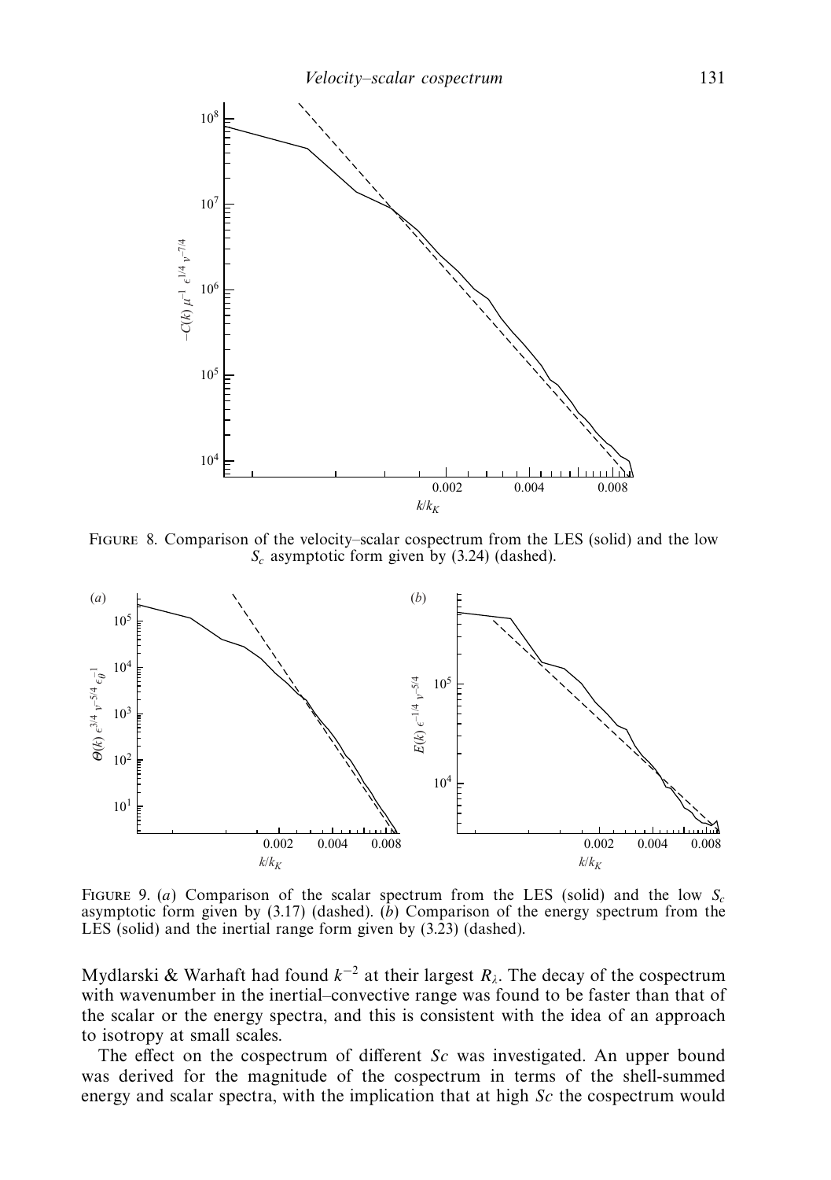FIGURE 8. Comparison of the velocity–scalar cospectrum from the LES (solid) and the low $S_c$ asymptotic form given by (3.24) (dashed).

FIGURE 9. (*a*) Comparison of the scalar spectrum from the LES (solid) and the low $S_c$ asymptotic form given by (3.17) (dashed). (*b*) Comparison of the energy spectrum from the LES (solid) and the inertial range form given by (3.23) (dashed).

Mydlarski & Warhaft had found $k^{-2}$ at their largest $R_\lambda$. The decay of the cospectrum with wavenumber in the inertial–convective range was found to be faster than that of the scalar or the energy spectra, and this is consistent with the idea of an approach to isotropy at small scales.

The effect on the cospectrum of different *Sc* was investigated. An upper bound was derived for the magnitude of the cospectrum in terms of the shell-summed energy and scalar spectra, with the implication that at high *Sc* the cospectrum would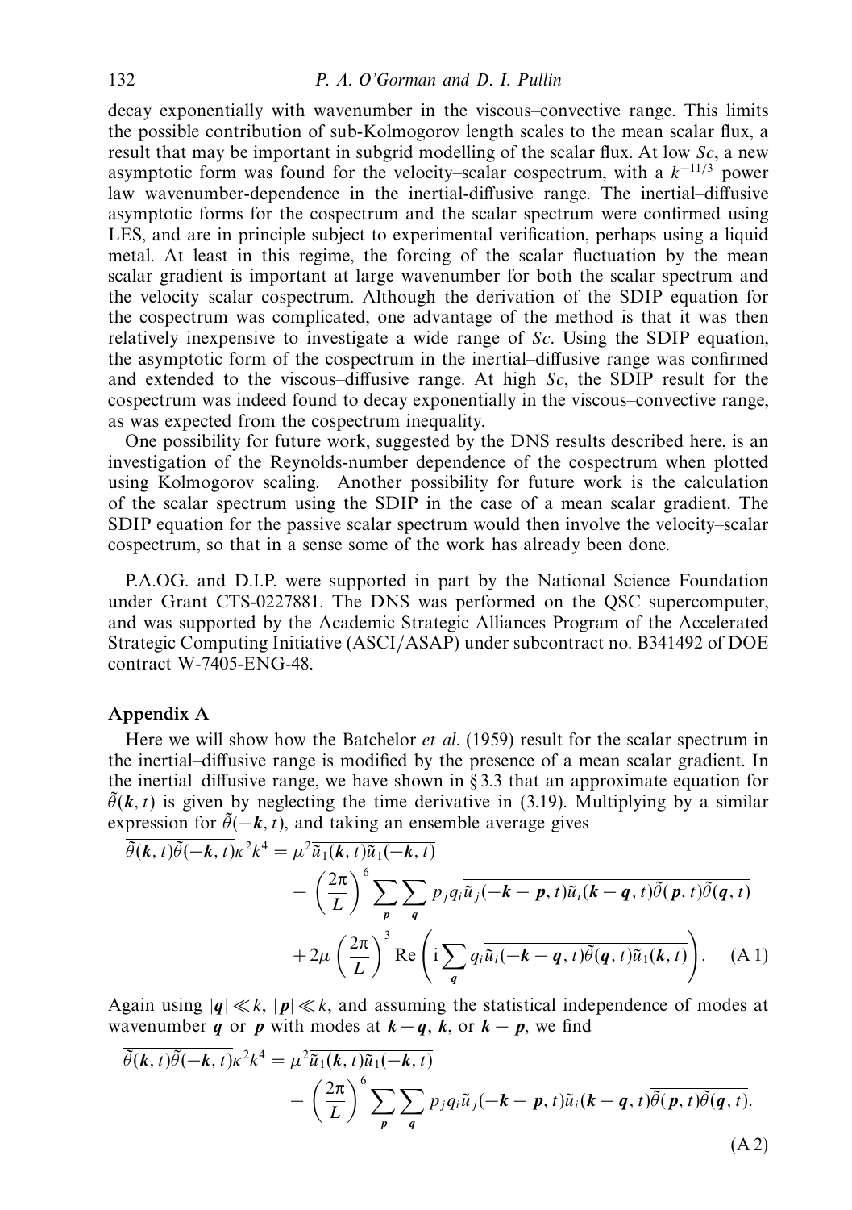decay exponentially with wavenumber in the viscous–convective range. This limits the possible contribution of sub-Kolmogorov length scales to the mean scalar flux, a result that may be important in subgrid modelling of the scalar flux. At low $Sc$, a new asymptotic form was found for the velocity–scalar cospectrum, with a $k^{-11/3}$ power law wavenumber-dependence in the inertial-diffusive range. The inertial–diffusive asymptotic forms for the cospectrum and the scalar spectrum were confirmed using LES, and are in principle subject to experimental verification, perhaps using a liquid metal. At least in this regime, the forcing of the scalar fluctuation by the mean scalar gradient is important at large wavenumber for both the scalar spectrum and the velocity–scalar cospectrum. Although the derivation of the SDIP equation for the cospectrum was complicated, one advantage of the method is that it was then relatively inexpensive to investigate a wide range of $Sc$. Using the SDIP equation, the asymptotic form of the cospectrum in the inertial–diffusive range was confirmed and extended to the viscous–diffusive range. At high $Sc$, the SDIP result for the cospectrum was indeed found to decay exponentially in the viscous–convective range, as was expected from the cospectrum inequality.

One possibility for future work, suggested by the DNS results described here, is an investigation of the Reynolds-number dependence of the cospectrum when plotted using Kolmogorov scaling. Another possibility for future work is the calculation of the scalar spectrum using the SDIP in the case of a mean scalar gradient. The SDIP equation for the passive scalar spectrum would then involve the velocity–scalar cospectrum, so that in a sense some of the work has already been done.

P.A.OG. and D.I.P. were supported in part by the National Science Foundation under Grant CTS-0227881. The DNS was performed on the QSC supercomputer, and was supported by the Academic Strategic Alliances Program of the Accelerated Strategic Computing Initiative (ASCI/ASAP) under subcontract no. B341492 of DOE contract W-7405-ENG-48.

## Appendix A

Here we will show how the Batchelor *et al.* (1959) result for the scalar spectrum in the inertial–diffusive range is modified by the presence of a mean scalar gradient. In the inertial–diffusive range, we have shown in § 3.3 that an approximate equation for $\tilde{\theta}(\boldsymbol{k}, t)$ is given by neglecting the time derivative in (3.19). Multiplying by a similar expression for $\tilde{\theta}(-\boldsymbol{k}, t)$, and taking an ensemble average gives

$$
\begin{aligned}
\overline{\tilde{\theta}(\boldsymbol{k},t)\tilde{\theta}(-\boldsymbol{k},t)}\kappa^2 k^4 = {} & \mu^2 \overline{\tilde{u}_1(\boldsymbol{k},t)\tilde{u}_1(-\boldsymbol{k},t)} \\
& - \left(\frac{2\pi}{L}\right)^6 \sum_{\boldsymbol{p}} \sum_{\boldsymbol{q}} p_j q_i \overline{\tilde{u}_j(-\boldsymbol{k}-\boldsymbol{p},t)\tilde{u}_i(\boldsymbol{k}-\boldsymbol{q},t)\tilde{\theta}(\boldsymbol{p},t)\tilde{\theta}(\boldsymbol{q},t)} \\
& + 2\mu \left(\frac{2\pi}{L}\right)^3 \mathrm{Re}\left( \mathrm{i} \sum_{\boldsymbol{q}} q_i \overline{\tilde{u}_i(-\boldsymbol{k}-\boldsymbol{q},t)\tilde{\theta}(\boldsymbol{q},t)\tilde{u}_1(\boldsymbol{k},t)} \right). \qquad \text{(A 1)}
\end{aligned}
$$

Again using $|\boldsymbol{q}| \ll k$, $|\boldsymbol{p}| \ll k$, and assuming the statistical independence of modes at wavenumber $\boldsymbol{q}$ or $\boldsymbol{p}$ with modes at $\boldsymbol{k}-\boldsymbol{q}$, $\boldsymbol{k}$, or $\boldsymbol{k}-\boldsymbol{p}$, we find

$$
\begin{aligned}
\overline{\tilde{\theta}(\boldsymbol{k},t)\tilde{\theta}(-\boldsymbol{k},t)}\kappa^2 k^4 = {} & \mu^2 \overline{\tilde{u}_1(\boldsymbol{k},t)\tilde{u}_1(-\boldsymbol{k},t)} \\
& - \left(\frac{2\pi}{L}\right)^6 \sum_{\boldsymbol{p}} \sum_{\boldsymbol{q}} p_j q_i \overline{\tilde{u}_j(-\boldsymbol{k}-\boldsymbol{p},t)\tilde{u}_i(\boldsymbol{k}-\boldsymbol{q},t)}\,\overline{\tilde{\theta}(\boldsymbol{p},t)\tilde{\theta}(\boldsymbol{q},t)}. \qquad \text{(A 2)}
\end{aligned}
$$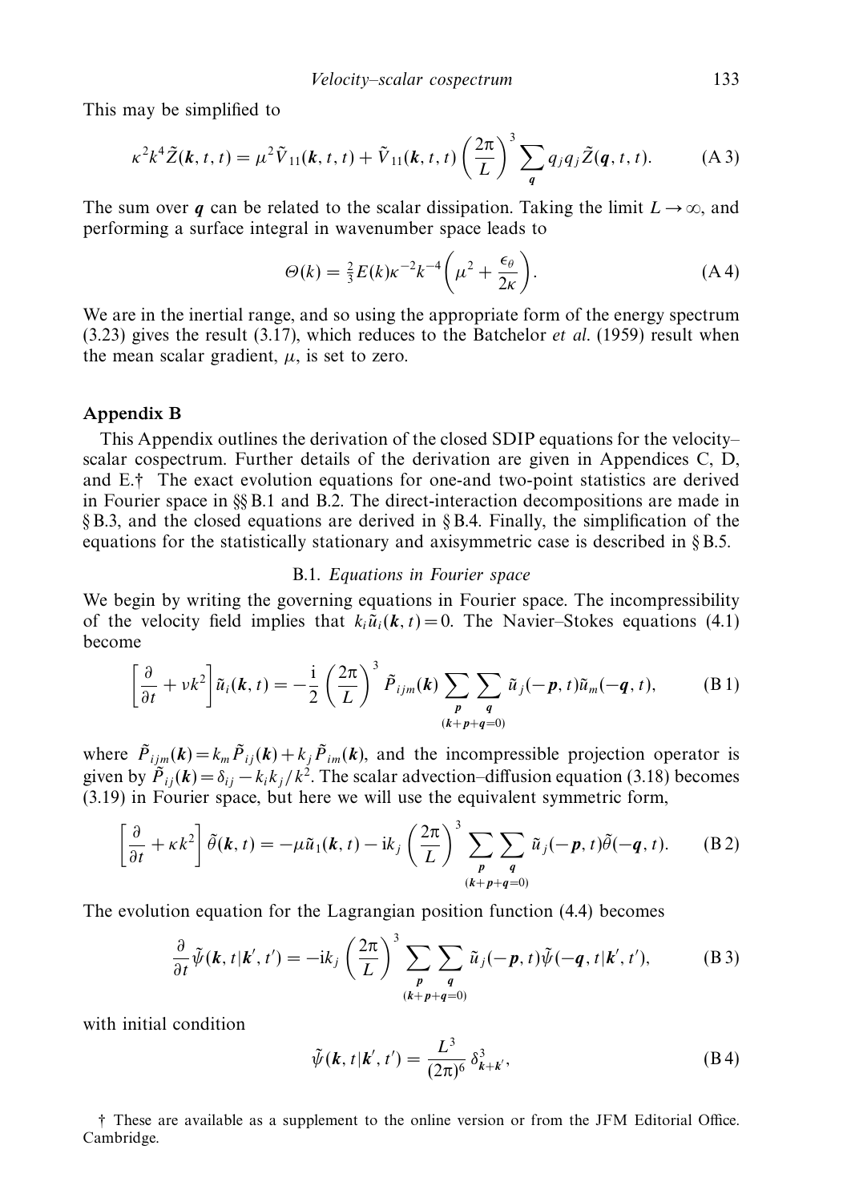This may be simplified to

$$\kappa^2 k^4 \tilde{Z}(\boldsymbol{k}, t, t) = \mu^2 \tilde{V}_{11}(\boldsymbol{k}, t, t) + \tilde{V}_{11}(\boldsymbol{k}, t, t) \left(\frac{2\pi}{L}\right)^3 \sum_{\boldsymbol{q}} q_j q_j \tilde{Z}(\boldsymbol{q}, t, t). \tag{A 3}$$

The sum over $\boldsymbol{q}$ can be related to the scalar dissipation. Taking the limit $L \to \infty$, and performing a surface integral in wavenumber space leads to

$$\Theta(k) = \tfrac{2}{3} E(k) \kappa^{-2} k^{-4} \left(\mu^2 + \frac{\epsilon_\theta}{2\kappa}\right). \tag{A 4}$$

We are in the inertial range, and so using the appropriate form of the energy spectrum (3.23) gives the result (3.17), which reduces to the Batchelor *et al.* (1959) result when the mean scalar gradient, $\mu$, is set to zero.

## Appendix B

This Appendix outlines the derivation of the closed SDIP equations for the velocity–scalar cospectrum. Further details of the derivation are given in Appendices C, D, and E.† The exact evolution equations for one-and two-point statistics are derived in Fourier space in §§ B.1 and B.2. The direct-interaction decompositions are made in § B.3, and the closed equations are derived in § B.4. Finally, the simplification of the equations for the statistically stationary and axisymmetric case is described in § B.5.

### B.1. *Equations in Fourier space*

We begin by writing the governing equations in Fourier space. The incompressibility of the velocity field implies that $k_i \tilde{u}_i(\boldsymbol{k}, t) = 0$. The Navier–Stokes equations (4.1) become

$$\left[\frac{\partial}{\partial t} + \nu k^2\right] \tilde{u}_i(\boldsymbol{k}, t) = -\frac{\mathrm{i}}{2} \left(\frac{2\pi}{L}\right)^3 \tilde{P}_{ijm}(\boldsymbol{k}) \sum_{\boldsymbol{p}} \sum_{\substack{\boldsymbol{q} \\ (\boldsymbol{k}+\boldsymbol{p}+\boldsymbol{q}=0)}} \tilde{u}_j(-\boldsymbol{p}, t) \tilde{u}_m(-\boldsymbol{q}, t), \tag{B 1}$$

where $\tilde{P}_{ijm}(\boldsymbol{k}) = k_m \tilde{P}_{ij}(\boldsymbol{k}) + k_j \tilde{P}_{im}(\boldsymbol{k})$, and the incompressible projection operator is given by $\tilde{P}_{ij}(\boldsymbol{k}) = \delta_{ij} - k_i k_j / k^2$. The scalar advection–diffusion equation (3.18) becomes (3.19) in Fourier space, but here we will use the equivalent symmetric form,

$$\left[\frac{\partial}{\partial t} + \kappa k^2\right] \tilde{\theta}(\boldsymbol{k}, t) = -\mu \tilde{u}_1(\boldsymbol{k}, t) - \mathrm{i} k_j \left(\frac{2\pi}{L}\right)^3 \sum_{\boldsymbol{p}} \sum_{\substack{\boldsymbol{q} \\ (\boldsymbol{k}+\boldsymbol{p}+\boldsymbol{q}=0)}} \tilde{u}_j(-\boldsymbol{p}, t) \tilde{\theta}(-\boldsymbol{q}, t). \tag{B 2}$$

The evolution equation for the Lagrangian position function (4.4) becomes

$$\frac{\partial}{\partial t} \tilde{\psi}(\boldsymbol{k}, t | \boldsymbol{k}', t') = -\mathrm{i} k_j \left(\frac{2\pi}{L}\right)^3 \sum_{\boldsymbol{p}} \sum_{\substack{\boldsymbol{q} \\ (\boldsymbol{k}+\boldsymbol{p}+\boldsymbol{q}=0)}} \tilde{u}_j(-\boldsymbol{p}, t) \tilde{\psi}(-\boldsymbol{q}, t | \boldsymbol{k}', t'), \tag{B 3}$$

with initial condition

$$\tilde{\psi}(\boldsymbol{k}, t | \boldsymbol{k}', t') = \frac{L^3}{(2\pi)^6} \delta^3_{\boldsymbol{k}+\boldsymbol{k}'}, \tag{B 4}$$

† These are available as a supplement to the online version or from the JFM Editorial Office. Cambridge.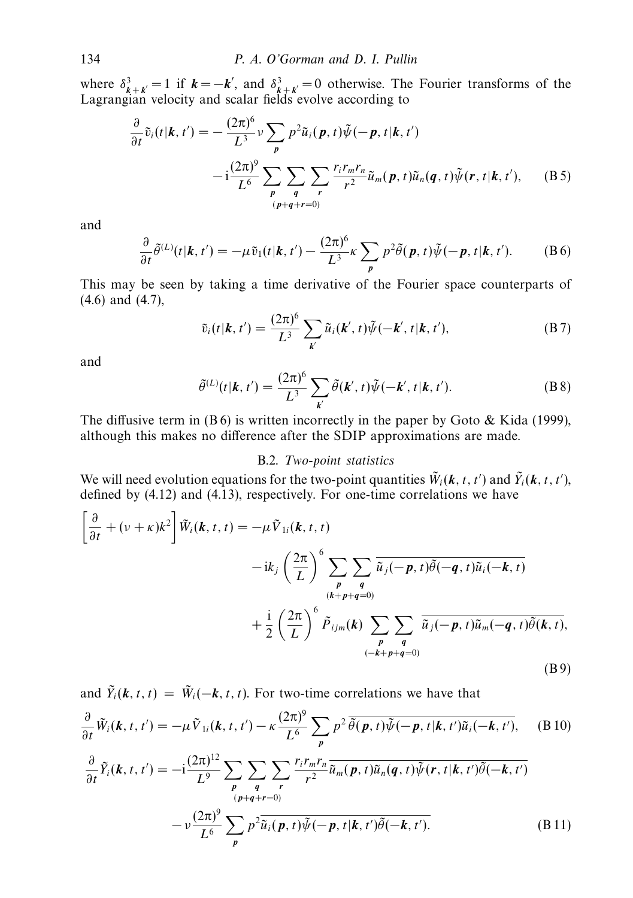where $\delta^3_{\boldsymbol{k}+\boldsymbol{k}'}=1$ if $\boldsymbol{k}=-\boldsymbol{k}'$, and $\delta^3_{\boldsymbol{k}+\boldsymbol{k}'}=0$ otherwise. The Fourier transforms of the Lagrangian velocity and scalar fields evolve according to

$$
\begin{aligned}
\frac{\partial}{\partial t}\tilde{v}_i(t|\boldsymbol{k},t') = &-\frac{(2\pi)^6}{L^3}\nu\sum_{\boldsymbol{p}} p^2\tilde{u}_i(\boldsymbol{p},t)\tilde{\psi}(-\boldsymbol{p},t|\boldsymbol{k},t') \\
&-\mathrm{i}\frac{(2\pi)^9}{L^6}\sum_{\boldsymbol{p}}\sum_{\boldsymbol{q}}\sum_{\boldsymbol{r}}{}_{(\boldsymbol{p}+\boldsymbol{q}+\boldsymbol{r}=0)}\frac{r_i r_m r_n}{r^2}\tilde{u}_m(\boldsymbol{p},t)\tilde{u}_n(\boldsymbol{q},t)\tilde{\psi}(\boldsymbol{r},t|\boldsymbol{k},t'), \qquad \text{(B 5)}
\end{aligned}
$$

and

$$
\frac{\partial}{\partial t}\tilde{\theta}^{(L)}(t|\boldsymbol{k},t') = -\mu\tilde{v}_1(t|\boldsymbol{k},t') - \frac{(2\pi)^6}{L^3}\kappa\sum_{\boldsymbol{p}} p^2\tilde{\theta}(\boldsymbol{p},t)\tilde{\psi}(-\boldsymbol{p},t|\boldsymbol{k},t'). \qquad \text{(B 6)}
$$

This may be seen by taking a time derivative of the Fourier space counterparts of (4.6) and (4.7),

$$
\tilde{v}_i(t|\boldsymbol{k},t') = \frac{(2\pi)^6}{L^3}\sum_{\boldsymbol{k}'}\tilde{u}_i(\boldsymbol{k}',t)\tilde{\psi}(-\boldsymbol{k}',t|\boldsymbol{k},t'), \qquad \text{(B 7)}
$$

and

$$
\tilde{\theta}^{(L)}(t|\boldsymbol{k},t') = \frac{(2\pi)^6}{L^3}\sum_{\boldsymbol{k}'}\tilde{\theta}(\boldsymbol{k}',t)\tilde{\psi}(-\boldsymbol{k}',t|\boldsymbol{k},t'). \qquad \text{(B 8)}
$$

The diffusive term in (B 6) is written incorrectly in the paper by Goto & Kida (1999), although this makes no difference after the SDIP approximations are made.

### B.2. *Two-point statistics*

We will need evolution equations for the two-point quantities $\tilde{W}_i(\boldsymbol{k},t,t')$ and $\tilde{Y}_i(\boldsymbol{k},t,t')$, defined by (4.12) and (4.13), respectively. For one-time correlations we have

$$
\begin{aligned}
\left[\frac{\partial}{\partial t}+(\nu+\kappa)k^2\right]\tilde{W}_i(\boldsymbol{k},t,t) = &-\mu\tilde{V}_{1i}(\boldsymbol{k},t,t) \\
&-\mathrm{i}k_j\left(\frac{2\pi}{L}\right)^6\sum_{\boldsymbol{p}}\sum_{\boldsymbol{q}}{}_{(\boldsymbol{k}+\boldsymbol{p}+\boldsymbol{q}=0)}\overline{\tilde{u}_j(-\boldsymbol{p},t)\tilde{\theta}(-\boldsymbol{q},t)\tilde{u}_i(-\boldsymbol{k},t)} \\
&+\frac{\mathrm{i}}{2}\left(\frac{2\pi}{L}\right)^6\tilde{P}_{ijm}(\boldsymbol{k})\sum_{\boldsymbol{p}}\sum_{\boldsymbol{q}}{}_{(-\boldsymbol{k}+\boldsymbol{p}+\boldsymbol{q}=0)}\overline{\tilde{u}_j(-\boldsymbol{p},t)\tilde{u}_m(-\boldsymbol{q},t)\tilde{\theta}(\boldsymbol{k},t)},
\end{aligned}
\qquad \text{(B 9)}
$$

and $\tilde{Y}_i(\boldsymbol{k},t,t) = \tilde{W}_i(-\boldsymbol{k},t,t)$. For two-time correlations we have that

$$
\frac{\partial}{\partial t}\tilde{W}_i(\boldsymbol{k},t,t') = -\mu\tilde{V}_{1i}(\boldsymbol{k},t,t') - \kappa\frac{(2\pi)^9}{L^6}\sum_{\boldsymbol{p}} p^2\,\overline{\tilde{\theta}(\boldsymbol{p},t)\tilde{\psi}(-\boldsymbol{p},t|\boldsymbol{k},t')\tilde{u}_i(-\boldsymbol{k},t')}, \qquad \text{(B 10)}
$$

$$
\begin{aligned}
\frac{\partial}{\partial t}\tilde{Y}_i(\boldsymbol{k},t,t') = &-\mathrm{i}\frac{(2\pi)^{12}}{L^9}\sum_{\boldsymbol{p}}\sum_{\boldsymbol{q}}\sum_{\boldsymbol{r}}{}_{(\boldsymbol{p}+\boldsymbol{q}+\boldsymbol{r}=0)}\frac{r_i r_m r_n}{r^2}\overline{\tilde{u}_m(\boldsymbol{p},t)\tilde{u}_n(\boldsymbol{q},t)\tilde{\psi}(\boldsymbol{r},t|\boldsymbol{k},t')\tilde{\theta}(-\boldsymbol{k},t')} \\
&-\nu\frac{(2\pi)^9}{L^6}\sum_{\boldsymbol{p}} p^2\,\overline{\tilde{u}_i(\boldsymbol{p},t)\tilde{\psi}(-\boldsymbol{p},t|\boldsymbol{k},t')\tilde{\theta}(-\boldsymbol{k},t')}. \qquad \text{(B 11)}
\end{aligned}
$$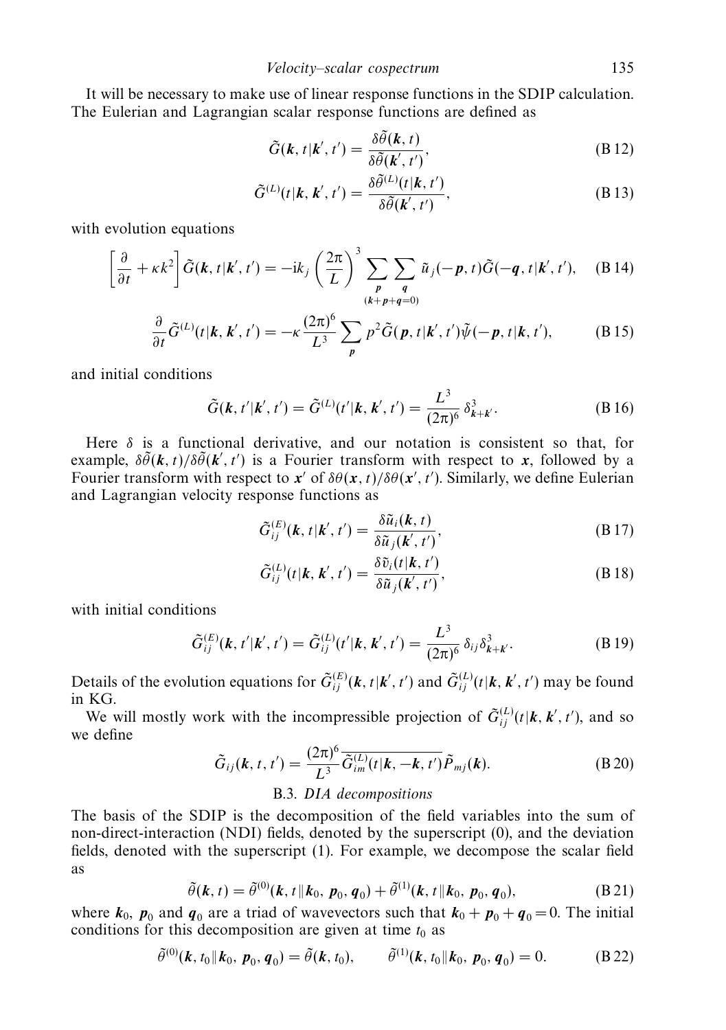It will be necessary to make use of linear response functions in the SDIP calculation. The Eulerian and Lagrangian scalar response functions are defined as

$$\tilde{G}(\boldsymbol{k}, t|\boldsymbol{k}', t') = \frac{\delta\tilde{\theta}(\boldsymbol{k}, t)}{\delta\tilde{\theta}(\boldsymbol{k}', t')}, \tag{B 12}$$

$$\tilde{G}^{(L)}(t|\boldsymbol{k}, \boldsymbol{k}', t') = \frac{\delta\tilde{\theta}^{(L)}(t|\boldsymbol{k}, t')}{\delta\tilde{\theta}(\boldsymbol{k}', t')}, \tag{B 13}$$

with evolution equations

$$\left[\frac{\partial}{\partial t} + \kappa k^2\right]\tilde{G}(\boldsymbol{k}, t|\boldsymbol{k}', t') = -\mathrm{i}k_j\left(\frac{2\pi}{L}\right)^3 \sum_{\boldsymbol{p}}\sum_{\substack{\boldsymbol{q} \\ (\boldsymbol{k}+\boldsymbol{p}+\boldsymbol{q}=0)}} \tilde{u}_j(-\boldsymbol{p}, t)\tilde{G}(-\boldsymbol{q}, t|\boldsymbol{k}', t'), \tag{B 14}$$

$$\frac{\partial}{\partial t}\tilde{G}^{(L)}(t|\boldsymbol{k}, \boldsymbol{k}', t') = -\kappa\frac{(2\pi)^6}{L^3}\sum_{\boldsymbol{p}} p^2 \tilde{G}(\boldsymbol{p}, t|\boldsymbol{k}', t')\tilde{\psi}(-\boldsymbol{p}, t|\boldsymbol{k}, t'), \tag{B 15}$$

and initial conditions

$$\tilde{G}(\boldsymbol{k}, t'|\boldsymbol{k}', t') = \tilde{G}^{(L)}(t'|\boldsymbol{k}, \boldsymbol{k}', t') = \frac{L^3}{(2\pi)^6}\,\delta^3_{\boldsymbol{k}+\boldsymbol{k}'}. \tag{B 16}$$

Here $\delta$ is a functional derivative, and our notation is consistent so that, for example, $\delta\tilde{\theta}(\boldsymbol{k}, t)/\delta\tilde{\theta}(\boldsymbol{k}', t')$ is a Fourier transform with respect to $\boldsymbol{x}$, followed by a Fourier transform with respect to $\boldsymbol{x}'$ of $\delta\theta(\boldsymbol{x}, t)/\delta\theta(\boldsymbol{x}', t')$. Similarly, we define Eulerian and Lagrangian velocity response functions as

$$\tilde{G}^{(E)}_{ij}(\boldsymbol{k}, t|\boldsymbol{k}', t') = \frac{\delta\tilde{u}_i(\boldsymbol{k}, t)}{\delta\tilde{u}_j(\boldsymbol{k}', t')}, \tag{B 17}$$

$$\tilde{G}^{(L)}_{ij}(t|\boldsymbol{k}, \boldsymbol{k}', t') = \frac{\delta\tilde{v}_i(t|\boldsymbol{k}, t')}{\delta\tilde{u}_j(\boldsymbol{k}', t')}, \tag{B 18}$$

with initial conditions

$$\tilde{G}^{(E)}_{ij}(\boldsymbol{k}, t'|\boldsymbol{k}', t') = \tilde{G}^{(L)}_{ij}(t'|\boldsymbol{k}, \boldsymbol{k}', t') = \frac{L^3}{(2\pi)^6}\,\delta_{ij}\delta^3_{\boldsymbol{k}+\boldsymbol{k}'}. \tag{B 19}$$

Details of the evolution equations for $\tilde{G}^{(E)}_{ij}(\boldsymbol{k}, t|\boldsymbol{k}', t')$ and $\tilde{G}^{(L)}_{ij}(t|\boldsymbol{k}, \boldsymbol{k}', t')$ may be found in KG.

We will mostly work with the incompressible projection of $\tilde{G}^{(L)}_{ij}(t|\boldsymbol{k}, \boldsymbol{k}', t')$, and so we define

$$\tilde{G}_{ij}(\boldsymbol{k}, t, t') = \frac{(2\pi)^6}{L^3}\overline{\tilde{G}^{(L)}_{im}(t|\boldsymbol{k}, -\boldsymbol{k}, t')}\tilde{P}_{mj}(\boldsymbol{k}). \tag{B 20}$$

### B.3. *DIA decompositions*

The basis of the SDIP is the decomposition of the field variables into the sum of non-direct-interaction (NDI) fields, denoted by the superscript (0), and the deviation fields, denoted with the superscript (1). For example, we decompose the scalar field as

$$\tilde{\theta}(\boldsymbol{k}, t) = \tilde{\theta}^{(0)}(\boldsymbol{k}, t\|\boldsymbol{k}_0, \boldsymbol{p}_0, \boldsymbol{q}_0) + \tilde{\theta}^{(1)}(\boldsymbol{k}, t\|\boldsymbol{k}_0, \boldsymbol{p}_0, \boldsymbol{q}_0), \tag{B 21}$$

where $\boldsymbol{k}_0$, $\boldsymbol{p}_0$ and $\boldsymbol{q}_0$ are a triad of wavevectors such that $\boldsymbol{k}_0 + \boldsymbol{p}_0 + \boldsymbol{q}_0 = 0$. The initial conditions for this decomposition are given at time $t_0$ as

$$\tilde{\theta}^{(0)}(\boldsymbol{k}, t_0\|\boldsymbol{k}_0, \boldsymbol{p}_0, \boldsymbol{q}_0) = \tilde{\theta}(\boldsymbol{k}, t_0), \qquad \tilde{\theta}^{(1)}(\boldsymbol{k}, t_0\|\boldsymbol{k}_0, \boldsymbol{p}_0, \boldsymbol{q}_0) = 0. \tag{B 22}$$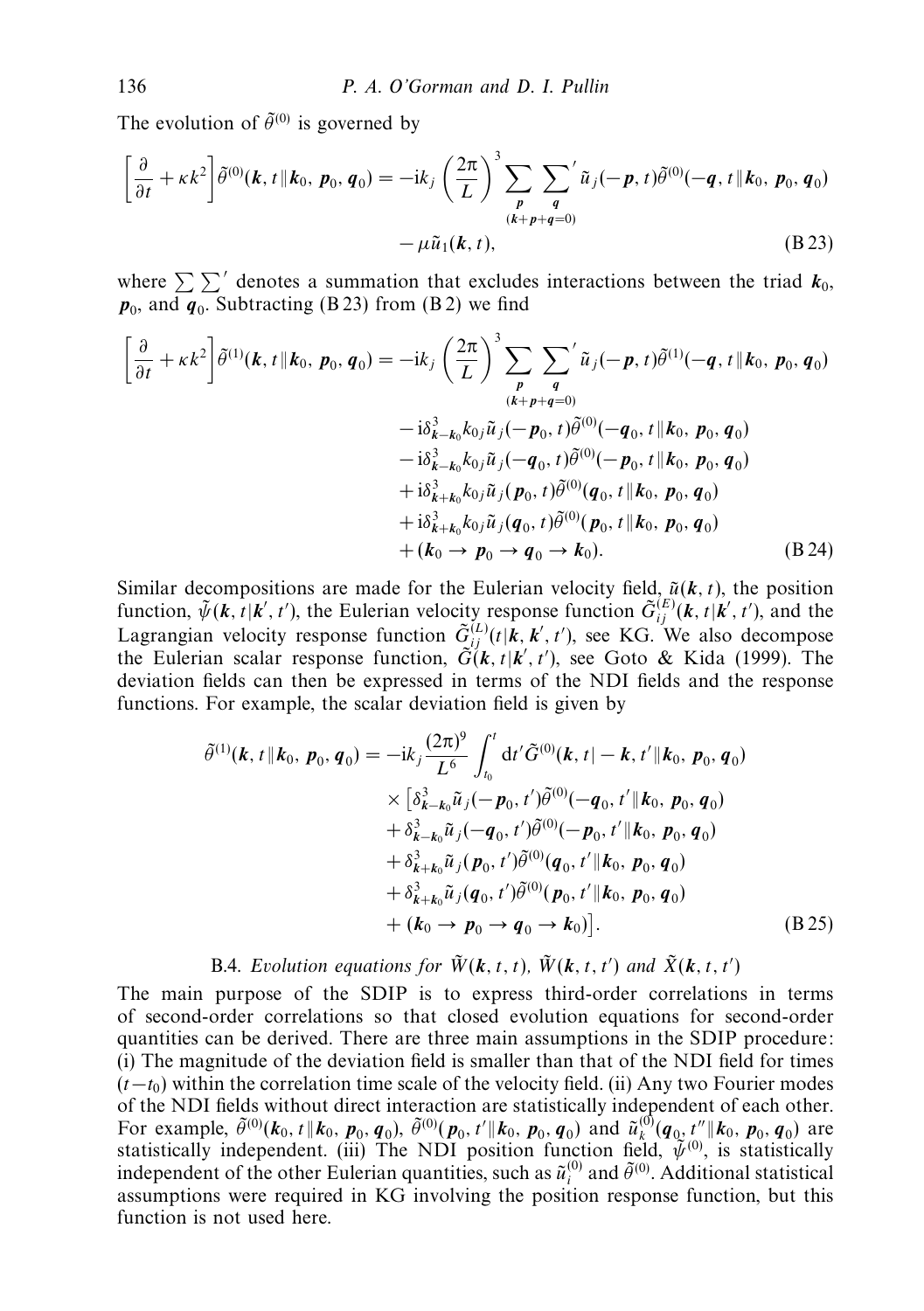The evolution of $\tilde{\theta}^{(0)}$ is governed by

$$
\left[\frac{\partial}{\partial t}+\kappa k^2\right]\tilde{\theta}^{(0)}(\boldsymbol{k},t\|\boldsymbol{k}_0,\boldsymbol{p}_0,\boldsymbol{q}_0) = -\mathrm{i}k_j\left(\frac{2\pi}{L}\right)^3 \sum_{\substack{\boldsymbol{p}\\(\boldsymbol{k}+\boldsymbol{p}+\boldsymbol{q}=0)}}\sum_{\boldsymbol{q}}{}' \tilde{u}_j(-\boldsymbol{p},t)\tilde{\theta}^{(0)}(-\boldsymbol{q},t\|\boldsymbol{k}_0,\boldsymbol{p}_0,\boldsymbol{q}_0) - \mu\tilde{u}_1(\boldsymbol{k},t), \tag{B 23}
$$

where $\sum\sum'$ denotes a summation that excludes interactions between the triad $\boldsymbol{k}_0$, $\boldsymbol{p}_0$, and $\boldsymbol{q}_0$. Subtracting (B 23) from (B 2) we find

$$
\begin{aligned}
\left[\frac{\partial}{\partial t}+\kappa k^2\right]\tilde{\theta}^{(1)}(\boldsymbol{k},t\|\boldsymbol{k}_0,\boldsymbol{p}_0,\boldsymbol{q}_0) = &-\mathrm{i}k_j\left(\frac{2\pi}{L}\right)^3 \sum_{\substack{\boldsymbol{p}\\(\boldsymbol{k}+\boldsymbol{p}+\boldsymbol{q}=0)}}\sum_{\boldsymbol{q}}{}' \tilde{u}_j(-\boldsymbol{p},t)\tilde{\theta}^{(1)}(-\boldsymbol{q},t\|\boldsymbol{k}_0,\boldsymbol{p}_0,\boldsymbol{q}_0)\\
&-\mathrm{i}\delta^3_{\boldsymbol{k}-\boldsymbol{k}_0}k_{0j}\tilde{u}_j(-\boldsymbol{p}_0,t)\tilde{\theta}^{(0)}(-\boldsymbol{q}_0,t\|\boldsymbol{k}_0,\boldsymbol{p}_0,\boldsymbol{q}_0)\\
&-\mathrm{i}\delta^3_{\boldsymbol{k}-\boldsymbol{k}_0}k_{0j}\tilde{u}_j(-\boldsymbol{q}_0,t)\tilde{\theta}^{(0)}(-\boldsymbol{p}_0,t\|\boldsymbol{k}_0,\boldsymbol{p}_0,\boldsymbol{q}_0)\\
&+\mathrm{i}\delta^3_{\boldsymbol{k}+\boldsymbol{k}_0}k_{0j}\tilde{u}_j(\boldsymbol{p}_0,t)\tilde{\theta}^{(0)}(\boldsymbol{q}_0,t\|\boldsymbol{k}_0,\boldsymbol{p}_0,\boldsymbol{q}_0)\\
&+\mathrm{i}\delta^3_{\boldsymbol{k}+\boldsymbol{k}_0}k_{0j}\tilde{u}_j(\boldsymbol{q}_0,t)\tilde{\theta}^{(0)}(\boldsymbol{p}_0,t\|\boldsymbol{k}_0,\boldsymbol{p}_0,\boldsymbol{q}_0)\\
&+(\boldsymbol{k}_0\to\boldsymbol{p}_0\to\boldsymbol{q}_0\to\boldsymbol{k}_0).
\end{aligned} \tag{B 24}
$$

Similar decompositions are made for the Eulerian velocity field, $\tilde{u}(\boldsymbol{k},t)$, the position function, $\tilde{\psi}(\boldsymbol{k},t|\boldsymbol{k}',t')$, the Eulerian velocity response function $\tilde{G}^{(E)}_{ij}(\boldsymbol{k},t|\boldsymbol{k}',t')$, and the Lagrangian velocity response function $\tilde{G}^{(L)}_{ij}(t|\boldsymbol{k},\boldsymbol{k}',t')$, see KG. We also decompose the Eulerian scalar response function, $\tilde{G}(\boldsymbol{k},t|\boldsymbol{k}',t')$, see Goto & Kida (1999). The deviation fields can then be expressed in terms of the NDI fields and the response functions. For example, the scalar deviation field is given by

$$
\begin{aligned}
\tilde{\theta}^{(1)}(\boldsymbol{k},t\|\boldsymbol{k}_0,\boldsymbol{p}_0,\boldsymbol{q}_0) = -\mathrm{i}k_j\frac{(2\pi)^9}{L^6}\int_{t_0}^{t}\mathrm{d}t'\,&\tilde{G}^{(0)}(\boldsymbol{k},t|-\boldsymbol{k},t'\|\boldsymbol{k}_0,\boldsymbol{p}_0,\boldsymbol{q}_0)\\
\times\big[&\delta^3_{\boldsymbol{k}-\boldsymbol{k}_0}\tilde{u}_j(-\boldsymbol{p}_0,t')\tilde{\theta}^{(0)}(-\boldsymbol{q}_0,t'\|\boldsymbol{k}_0,\boldsymbol{p}_0,\boldsymbol{q}_0)\\
&+\delta^3_{\boldsymbol{k}-\boldsymbol{k}_0}\tilde{u}_j(-\boldsymbol{q}_0,t')\tilde{\theta}^{(0)}(-\boldsymbol{p}_0,t'\|\boldsymbol{k}_0,\boldsymbol{p}_0,\boldsymbol{q}_0)\\
&+\delta^3_{\boldsymbol{k}+\boldsymbol{k}_0}\tilde{u}_j(\boldsymbol{p}_0,t')\tilde{\theta}^{(0)}(\boldsymbol{q}_0,t'\|\boldsymbol{k}_0,\boldsymbol{p}_0,\boldsymbol{q}_0)\\
&+\delta^3_{\boldsymbol{k}+\boldsymbol{k}_0}\tilde{u}_j(\boldsymbol{q}_0,t')\tilde{\theta}^{(0)}(\boldsymbol{p}_0,t'\|\boldsymbol{k}_0,\boldsymbol{p}_0,\boldsymbol{q}_0)\\
&+(\boldsymbol{k}_0\to\boldsymbol{p}_0\to\boldsymbol{q}_0\to\boldsymbol{k}_0)\big].
\end{aligned} \tag{B 25}
$$

### B.4. *Evolution equations for $\tilde{W}(\boldsymbol{k},t,t)$, $\tilde{W}(\boldsymbol{k},t,t')$ and $\tilde{X}(\boldsymbol{k},t,t')$*

The main purpose of the SDIP is to express third-order correlations in terms of second-order correlations so that closed evolution equations for second-order quantities can be derived. There are three main assumptions in the SDIP procedure: (i) The magnitude of the deviation field is smaller than that of the NDI field for times $(t-t_0)$ within the correlation time scale of the velocity field. (ii) Any two Fourier modes of the NDI fields without direct interaction are statistically independent of each other. For example, $\tilde{\theta}^{(0)}(\boldsymbol{k}_0,t\|\boldsymbol{k}_0,\boldsymbol{p}_0,\boldsymbol{q}_0)$, $\tilde{\theta}^{(0)}(\boldsymbol{p}_0,t'\|\boldsymbol{k}_0,\boldsymbol{p}_0,\boldsymbol{q}_0)$ and $\tilde{u}^{(0)}_k(\boldsymbol{q}_0,t''\|\boldsymbol{k}_0,\boldsymbol{p}_0,\boldsymbol{q}_0)$ are statistically independent. (iii) The NDI position function field, $\tilde{\psi}^{(0)}$, is statistically independent of the other Eulerian quantities, such as $\tilde{u}^{(0)}_i$ and $\tilde{\theta}^{(0)}$. Additional statistical assumptions were required in KG involving the position response function, but this function is not used here.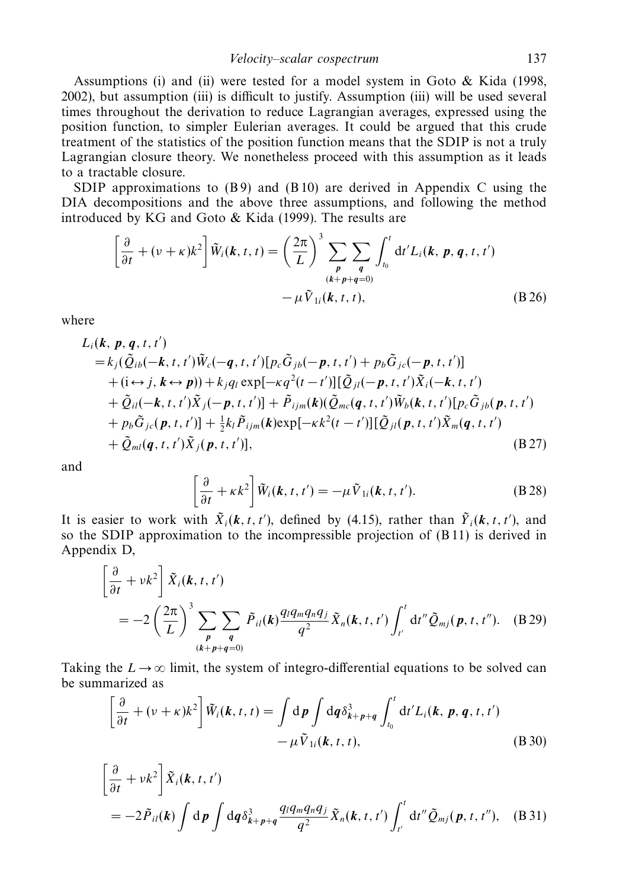Assumptions (i) and (ii) were tested for a model system in Goto & Kida (1998, 2002), but assumption (iii) is difficult to justify. Assumption (iii) will be used several times throughout the derivation to reduce Lagrangian averages, expressed using the position function, to simpler Eulerian averages. It could be argued that this crude treatment of the statistics of the position function means that the SDIP is not a truly Lagrangian closure theory. We nonetheless proceed with this assumption as it leads to a tractable closure.

SDIP approximations to (B 9) and (B 10) are derived in Appendix C using the DIA decompositions and the above three assumptions, and following the method introduced by KG and Goto & Kida (1999). The results are

$$\left[\frac{\partial}{\partial t} + (\nu+\kappa)k^2\right]\tilde{W}_i(\boldsymbol{k},t,t) = \left(\frac{2\pi}{L}\right)^3 \sum_{\substack{\boldsymbol{p} \\ (\boldsymbol{k}+\boldsymbol{p}+\boldsymbol{q}=0)}} \sum_{\boldsymbol{q}} \int_{t_0}^{t} \mathrm{d}t' L_i(\boldsymbol{k},\boldsymbol{p},\boldsymbol{q},t,t') - \mu \tilde{V}_{1i}(\boldsymbol{k},t,t), \tag{B 26}$$

where

$$\begin{aligned}
L_i(\boldsymbol{k},\boldsymbol{p},\boldsymbol{q},t,t') &= k_j(\tilde{Q}_{ib}(-\boldsymbol{k},t,t')\tilde{W}_c(-\boldsymbol{q},t,t')[p_c\tilde{G}_{jb}(-\boldsymbol{p},t,t') + p_b\tilde{G}_{jc}(-\boldsymbol{p},t,t')] \\
&\quad + (\mathrm{i}\leftrightarrow j, \boldsymbol{k}\leftrightarrow\boldsymbol{p})) + k_j q_l \exp[-\kappa q^2(t-t')][\tilde{Q}_{jl}(-\boldsymbol{p},t,t')\tilde{X}_i(-\boldsymbol{k},t,t') \\
&\quad + \tilde{Q}_{il}(-\boldsymbol{k},t,t')\tilde{X}_j(-\boldsymbol{p},t,t')] + \tilde{P}_{ijm}(\boldsymbol{k})(\tilde{Q}_{mc}(\boldsymbol{q},t,t')\tilde{W}_b(\boldsymbol{k},t,t')[p_c\tilde{G}_{jb}(\boldsymbol{p},t,t') \\
&\quad + p_b\tilde{G}_{jc}(\boldsymbol{p},t,t')] + \tfrac{1}{2}k_l\tilde{P}_{ijm}(\boldsymbol{k})\exp[-\kappa k^2(t-t')][\tilde{Q}_{jl}(\boldsymbol{p},t,t')\tilde{X}_m(\boldsymbol{q},t,t') \\
&\quad + \tilde{Q}_{ml}(\boldsymbol{q},t,t')\tilde{X}_j(\boldsymbol{p},t,t')],
\end{aligned} \tag{B 27}$$

and

$$\left[\frac{\partial}{\partial t} + \kappa k^2\right]\tilde{W}_i(\boldsymbol{k},t,t') = -\mu\tilde{V}_{1i}(\boldsymbol{k},t,t'). \tag{B 28}$$

It is easier to work with $\tilde{X}_i(\boldsymbol{k},t,t')$, defined by (4.15), rather than $\tilde{Y}_i(\boldsymbol{k},t,t')$, and so the SDIP approximation to the incompressible projection of (B 11) is derived in Appendix D,

$$\left[\frac{\partial}{\partial t} + \nu k^2\right]\tilde{X}_i(\boldsymbol{k},t,t') = -2\left(\frac{2\pi}{L}\right)^3 \sum_{\substack{\boldsymbol{p} \\ (\boldsymbol{k}+\boldsymbol{p}+\boldsymbol{q}=0)}} \sum_{\boldsymbol{q}} \tilde{P}_{il}(\boldsymbol{k})\frac{q_l q_m q_n q_j}{q^2}\tilde{X}_n(\boldsymbol{k},t,t')\int_{t'}^{t}\mathrm{d}t''\tilde{Q}_{mj}(\boldsymbol{p},t,t''). \tag{B 29}$$

Taking the $L\to\infty$ limit, the system of integro-differential equations to be solved can be summarized as

$$\left[\frac{\partial}{\partial t} + (\nu+\kappa)k^2\right]\tilde{W}_i(\boldsymbol{k},t,t) = \int \mathrm{d}\boldsymbol{p}\int \mathrm{d}\boldsymbol{q}\,\delta^3_{\boldsymbol{k}+\boldsymbol{p}+\boldsymbol{q}}\int_{t_0}^{t}\mathrm{d}t' L_i(\boldsymbol{k},\boldsymbol{p},\boldsymbol{q},t,t') - \mu\tilde{V}_{1i}(\boldsymbol{k},t,t), \tag{B 30}$$

$$\left[\frac{\partial}{\partial t} + \nu k^2\right]\tilde{X}_i(\boldsymbol{k},t,t') = -2\tilde{P}_{il}(\boldsymbol{k})\int \mathrm{d}\boldsymbol{p}\int \mathrm{d}\boldsymbol{q}\,\delta^3_{\boldsymbol{k}+\boldsymbol{p}+\boldsymbol{q}}\frac{q_l q_m q_n q_j}{q^2}\tilde{X}_n(\boldsymbol{k},t,t')\int_{t'}^{t}\mathrm{d}t''\tilde{Q}_{mj}(\boldsymbol{p},t,t''), \tag{B 31}$$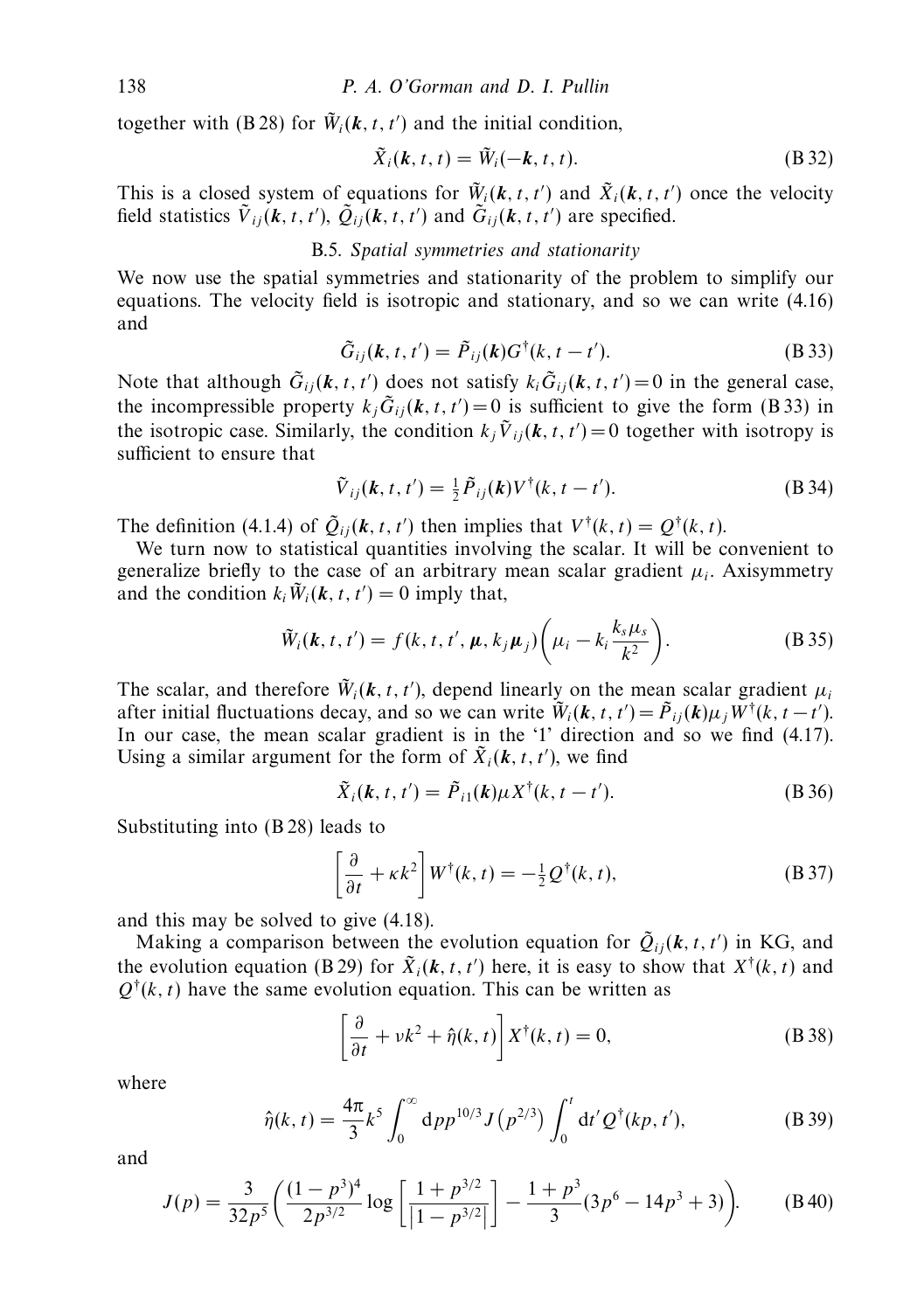together with (B 28) for $\tilde{W}_i(\boldsymbol{k}, t, t')$ and the initial condition,

$$\tilde{X}_i(\boldsymbol{k}, t, t) = \tilde{W}_i(-\boldsymbol{k}, t, t). \tag{B 32}$$

This is a closed system of equations for $\tilde{W}_i(\boldsymbol{k}, t, t')$ and $\tilde{X}_i(\boldsymbol{k}, t, t')$ once the velocity field statistics $\tilde{V}_{ij}(\boldsymbol{k}, t, t')$, $\tilde{Q}_{ij}(\boldsymbol{k}, t, t')$ and $\tilde{G}_{ij}(\boldsymbol{k}, t, t')$ are specified.

### B.5. *Spatial symmetries and stationarity*

We now use the spatial symmetries and stationarity of the problem to simplify our equations. The velocity field is isotropic and stationary, and so we can write (4.16) and

$$\tilde{G}_{ij}(\boldsymbol{k}, t, t') = \tilde{P}_{ij}(\boldsymbol{k}) G^{\dagger}(k, t - t'). \tag{B 33}$$

Note that although $\tilde{G}_{ij}(\boldsymbol{k}, t, t')$ does not satisfy $k_i \tilde{G}_{ij}(\boldsymbol{k}, t, t') = 0$ in the general case, the incompressible property $k_j \tilde{G}_{ij}(\boldsymbol{k}, t, t') = 0$ is sufficient to give the form (B 33) in the isotropic case. Similarly, the condition $k_j \tilde{V}_{ij}(\boldsymbol{k}, t, t') = 0$ together with isotropy is sufficient to ensure that

$$\tilde{V}_{ij}(\boldsymbol{k}, t, t') = \tfrac{1}{2} \tilde{P}_{ij}(\boldsymbol{k}) V^{\dagger}(k, t - t'). \tag{B 34}$$

The definition (4.1.4) of $\tilde{Q}_{ij}(\boldsymbol{k}, t, t')$ then implies that $V^{\dagger}(k, t) = Q^{\dagger}(k, t)$.

We turn now to statistical quantities involving the scalar. It will be convenient to generalize briefly to the case of an arbitrary mean scalar gradient $\mu_i$. Axisymmetry and the condition $k_i \tilde{W}_i(\boldsymbol{k}, t, t') = 0$ imply that,

$$\tilde{W}_i(\boldsymbol{k}, t, t') = f(k, t, t', \boldsymbol{\mu}, k_j \boldsymbol{\mu}_j) \left( \mu_i - k_i \frac{k_s \mu_s}{k^2} \right). \tag{B 35}$$

The scalar, and therefore $\tilde{W}_i(\boldsymbol{k}, t, t')$, depend linearly on the mean scalar gradient $\mu_i$ after initial fluctuations decay, and so we can write $\tilde{W}_i(\boldsymbol{k}, t, t') = \tilde{P}_{ij}(\boldsymbol{k}) \mu_j W^{\dagger}(k, t - t')$. In our case, the mean scalar gradient is in the '1' direction and so we find (4.17). Using a similar argument for the form of $\tilde{X}_i(\boldsymbol{k}, t, t')$, we find

$$\tilde{X}_i(\boldsymbol{k}, t, t') = \tilde{P}_{i1}(\boldsymbol{k}) \mu X^{\dagger}(k, t - t'). \tag{B 36}$$

Substituting into (B 28) leads to

$$\left[ \frac{\partial}{\partial t} + \kappa k^2 \right] W^{\dagger}(k, t) = -\tfrac{1}{2} Q^{\dagger}(k, t), \tag{B 37}$$

and this may be solved to give (4.18).

Making a comparison between the evolution equation for $\tilde{Q}_{ij}(\boldsymbol{k}, t, t')$ in KG, and the evolution equation (B 29) for $\tilde{X}_i(\boldsymbol{k}, t, t')$ here, it is easy to show that $X^{\dagger}(k, t)$ and $Q^{\dagger}(k, t)$ have the same evolution equation. This can be written as

$$\left[ \frac{\partial}{\partial t} + \nu k^2 + \hat{\eta}(k, t) \right] X^{\dagger}(k, t) = 0, \tag{B 38}$$

where

$$\hat{\eta}(k, t) = \frac{4\pi}{3} k^5 \int_0^{\infty} \mathrm{d}p\, p^{10/3} J\left(p^{2/3}\right) \int_0^t \mathrm{d}t'\, Q^{\dagger}(kp, t'), \tag{B 39}$$

and

$$J(p) = \frac{3}{32 p^5} \left( \frac{(1 - p^3)^4}{2 p^{3/2}} \log \left[ \frac{1 + p^{3/2}}{\left| 1 - p^{3/2} \right|} \right] - \frac{1 + p^3}{3} (3p^6 - 14p^3 + 3) \right). \tag{B 40}$$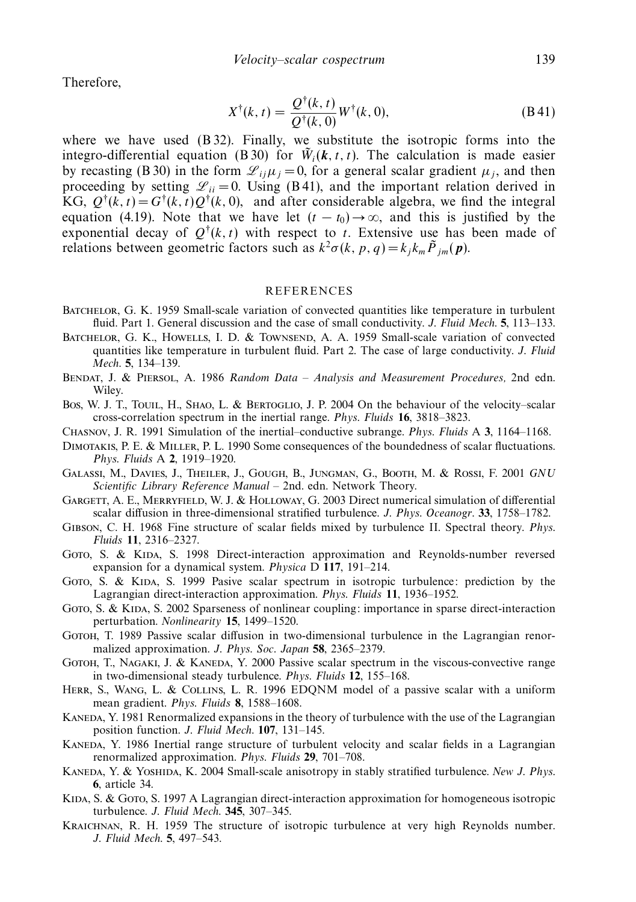Therefore,

$$X^\dagger(k,t) = \frac{Q^\dagger(k,t)}{Q^\dagger(k,0)} W^\dagger(k,0), \tag{B 41}$$

where we have used (B 32). Finally, we substitute the isotropic forms into the integro-differential equation (B 30) for $\tilde{W}_i(\boldsymbol{k}, t, t)$. The calculation is made easier by recasting (B 30) in the form $\mathscr{L}_{ij}\mu_j = 0$, for a general scalar gradient $\mu_j$, and then proceeding by setting $\mathscr{L}_{ii} = 0$. Using (B 41), and the important relation derived in KG, $Q^\dagger(k,t) = G^\dagger(k,t)Q^\dagger(k,0)$, and after considerable algebra, we find the integral equation (4.19). Note that we have let $(t - t_0) \to \infty$, and this is justified by the exponential decay of $Q^\dagger(k,t)$ with respect to $t$. Extensive use has been made of relations between geometric factors such as $k^2\sigma(k,p,q) = k_j k_m \tilde{P}_{jm}(\boldsymbol{p})$.

## REFERENCES

Batchelor, G. K. 1959 Small-scale variation of convected quantities like temperature in turbulent fluid. Part 1. General discussion and the case of small conductivity. *J. Fluid Mech.* **5**, 113–133.

Batchelor, G. K., Howells, I. D. & Townsend, A. A. 1959 Small-scale variation of convected quantities like temperature in turbulent fluid. Part 2. The case of large conductivity. *J. Fluid Mech.* **5**, 134–139.

Bendat, J. & Piersol, A. 1986 *Random Data – Analysis and Measurement Procedures,* 2nd edn. Wiley.

Bos, W. J. T., Touil, H., Shao, L. & Bertoglio, J. P. 2004 On the behaviour of the velocity–scalar cross-correlation spectrum in the inertial range. *Phys. Fluids* **16**, 3818–3823.

Chasnov, J. R. 1991 Simulation of the inertial–conductive subrange. *Phys. Fluids* A **3**, 1164–1168.

Dimotakis, P. E. & Miller, P. L. 1990 Some consequences of the boundedness of scalar fluctuations. *Phys. Fluids* A **2**, 1919–1920.

Galassi, M., Davies, J., Theiler, J., Gough, B., Jungman, G., Booth, M. & Rossi, F. 2001 *GNU Scientific Library Reference Manual* – 2nd. edn. Network Theory.

Gargett, A. E., Merryfield, W. J. & Holloway, G. 2003 Direct numerical simulation of differential scalar diffusion in three-dimensional stratified turbulence. *J. Phys. Oceanogr.* **33**, 1758–1782.

Gibson, C. H. 1968 Fine structure of scalar fields mixed by turbulence II. Spectral theory. *Phys. Fluids* **11**, 2316–2327.

Goto, S. & Kida, S. 1998 Direct-interaction approximation and Reynolds-number reversed expansion for a dynamical system. *Physica* D **117**, 191–214.

Goto, S. & Kida, S. 1999 Pasive scalar spectrum in isotropic turbulence: prediction by the Lagrangian direct-interaction approximation. *Phys. Fluids* **11**, 1936–1952.

Goto, S. & Kida, S. 2002 Sparseness of nonlinear coupling: importance in sparse direct-interaction perturbation. *Nonlinearity* **15**, 1499–1520.

Gotoh, T. 1989 Passive scalar diffusion in two-dimensional turbulence in the Lagrangian renormalized approximation. *J. Phys. Soc. Japan* **58**, 2365–2379.

Gotoh, T., Nagaki, J. & Kaneda, Y. 2000 Passive scalar spectrum in the viscous-convective range in two-dimensional steady turbulence. *Phys. Fluids* **12**, 155–168.

Herr, S., Wang, L. & Collins, L. R. 1996 EDQNM model of a passive scalar with a uniform mean gradient. *Phys. Fluids* **8**, 1588–1608.

Kaneda, Y. 1981 Renormalized expansions in the theory of turbulence with the use of the Lagrangian position function. *J. Fluid Mech.* **107**, 131–145.

Kaneda, Y. 1986 Inertial range structure of turbulent velocity and scalar fields in a Lagrangian renormalized approximation. *Phys. Fluids* **29**, 701–708.

Kaneda, Y. & Yoshida, K. 2004 Small-scale anisotropy in stably stratified turbulence. *New J. Phys.* **6**, article 34.

Kida, S. & Goto, S. 1997 A Lagrangian direct-interaction approximation for homogeneous isotropic turbulence. *J. Fluid Mech.* **345**, 307–345.

Kraichnan, R. H. 1959 The structure of isotropic turbulence at very high Reynolds number. *J. Fluid Mech.* **5**, 497–543.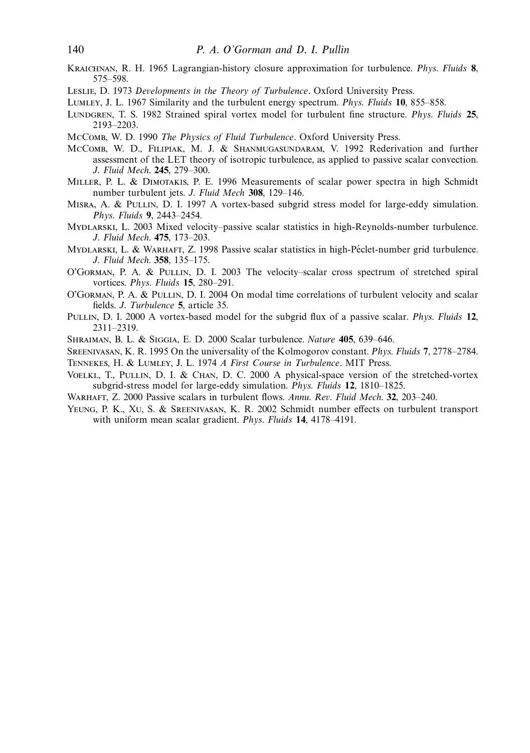Kraichnan, R. H. 1965 Lagrangian-history closure approximation for turbulence. *Phys. Fluids* **8**, 575–598.

Leslie, D. 1973 *Developments in the Theory of Turbulence*. Oxford University Press.

Lumley, J. L. 1967 Similarity and the turbulent energy spectrum. *Phys. Fluids* **10**, 855–858.

Lundgren, T. S. 1982 Strained spiral vortex model for turbulent fine structure. *Phys. Fluids* **25**, 2193–2203.

McComb, W. D. 1990 *The Physics of Fluid Turbulence*. Oxford University Press.

McComb, W. D., Filipiak, M. J. & Shanmugasundaram, V. 1992 Rederivation and further assessment of the LET theory of isotropic turbulence, as applied to passive scalar convection. *J. Fluid Mech.* **245**, 279–300.

Miller, P. L. & Dimotakis, P. E. 1996 Measurements of scalar power spectra in high Schmidt number turbulent jets. *J. Fluid Mech* **308**, 129–146.

Misra, A. & Pullin, D. I. 1997 A vortex-based subgrid stress model for large-eddy simulation. *Phys. Fluids* **9**, 2443–2454.

Mydlarski, L. 2003 Mixed velocity–passive scalar statistics in high-Reynolds-number turbulence. *J. Fluid Mech.* **475**, 173–203.

Mydlarski, L. & Warhaft, Z. 1998 Passive scalar statistics in high-Péclet-number grid turbulence. *J. Fluid Mech.* **358**, 135–175.

O'Gorman, P. A. & Pullin, D. I. 2003 The velocity–scalar cross spectrum of stretched spiral vortices. *Phys. Fluids* **15**, 280–291.

O'Gorman, P. A. & Pullin, D. I. 2004 On modal time correlations of turbulent velocity and scalar fields. *J. Turbulence* **5**, article 35.

Pullin, D. I. 2000 A vortex-based model for the subgrid flux of a passive scalar. *Phys. Fluids* **12**, 2311–2319.

Shraiman, B. L. & Siggia, E. D. 2000 Scalar turbulence. *Nature* **405**, 639–646.

Sreenivasan, K. R. 1995 On the universality of the Kolmogorov constant. *Phys. Fluids* **7**, 2778–2784.

Tennekes, H. & Lumley, J. L. 1974 *A First Course in Turbulence*. MIT Press.

Voelkl, T., Pullin, D. I. & Chan, D. C. 2000 A physical-space version of the stretched-vortex subgrid-stress model for large-eddy simulation. *Phys. Fluids* **12**, 1810–1825.

Warhaft, Z. 2000 Passive scalars in turbulent flows. *Annu. Rev. Fluid Mech.* **32**, 203–240.

Yeung, P. K., Xu, S. & Sreenivasan, K. R. 2002 Schmidt number effects on turbulent transport with uniform mean scalar gradient. *Phys. Fluids* **14**, 4178–4191.